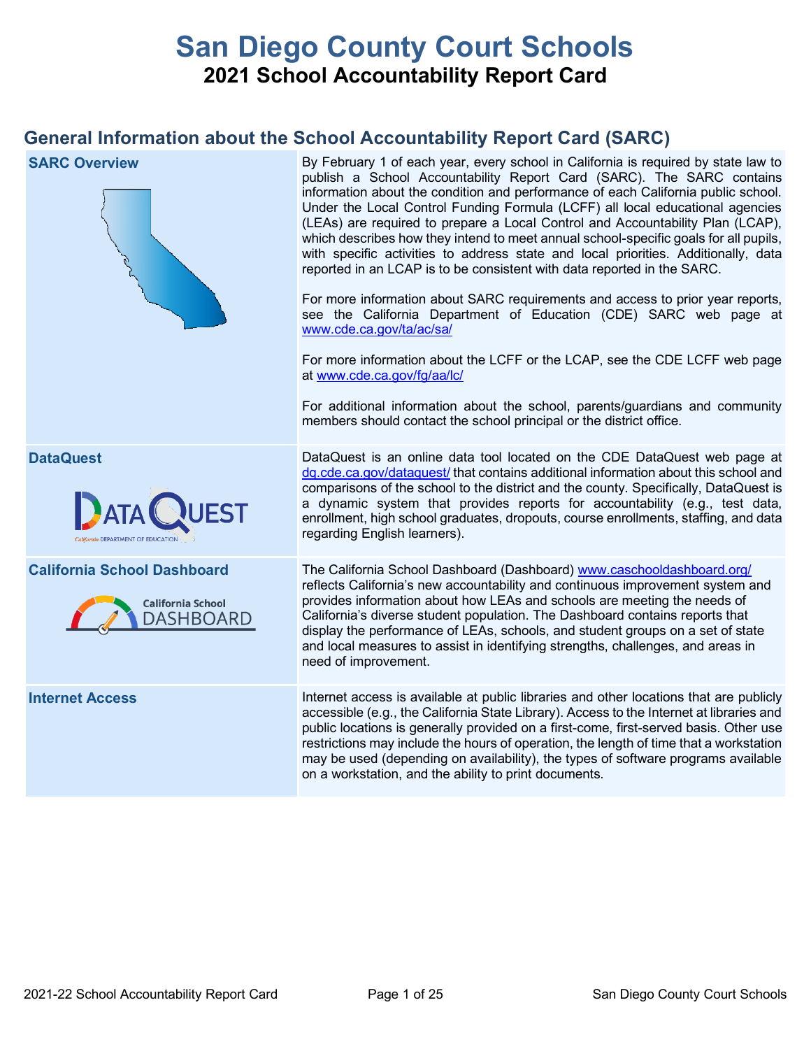# San Diego County Court Schools

## 2021 School Accountability Report Card

## General Information about the School Accountability Report Card (SARC)

| | |
|---|---|
| **SARC Overview** | By February 1 of each year, every school in California is required by state law to publish a School Accountability Report Card (SARC). The SARC contains information about the condition and performance of each California public school. Under the Local Control Funding Formula (LCFF) all local educational agencies (LEAs) are required to prepare a Local Control and Accountability Plan (LCAP), which describes how they intend to meet annual school-specific goals for all pupils, with specific activities to address state and local priorities. Additionally, data reported in an LCAP is to be consistent with data reported in the SARC.<br><br>For more information about SARC requirements and access to prior year reports, see the California Department of Education (CDE) SARC web page at www.cde.ca.gov/ta/ac/sa/<br><br>For more information about the LCFF or the LCAP, see the CDE LCFF web page at www.cde.ca.gov/fg/aa/lc/<br><br>For additional information about the school, parents/guardians and community members should contact the school principal or the district office. |
| **DataQuest** | DataQuest is an online data tool located on the CDE DataQuest web page at dq.cde.ca.gov/dataquest/ that contains additional information about this school and comparisons of the school to the district and the county. Specifically, DataQuest is a dynamic system that provides reports for accountability (e.g., test data, enrollment, high school graduates, dropouts, course enrollments, staffing, and data regarding English learners). |
| **California School Dashboard** | The California School Dashboard (Dashboard) www.caschooldashboard.org/ reflects California's new accountability and continuous improvement system and provides information about how LEAs and schools are meeting the needs of California's diverse student population. The Dashboard contains reports that display the performance of LEAs, schools, and student groups on a set of state and local measures to assist in identifying strengths, challenges, and areas in need of improvement. |
| **Internet Access** | Internet access is available at public libraries and other locations that are publicly accessible (e.g., the California State Library). Access to the Internet at libraries and public locations is generally provided on a first-come, first-served basis. Other use restrictions may include the hours of operation, the length of time that a workstation may be used (depending on availability), the types of software programs available on a workstation, and the ability to print documents. |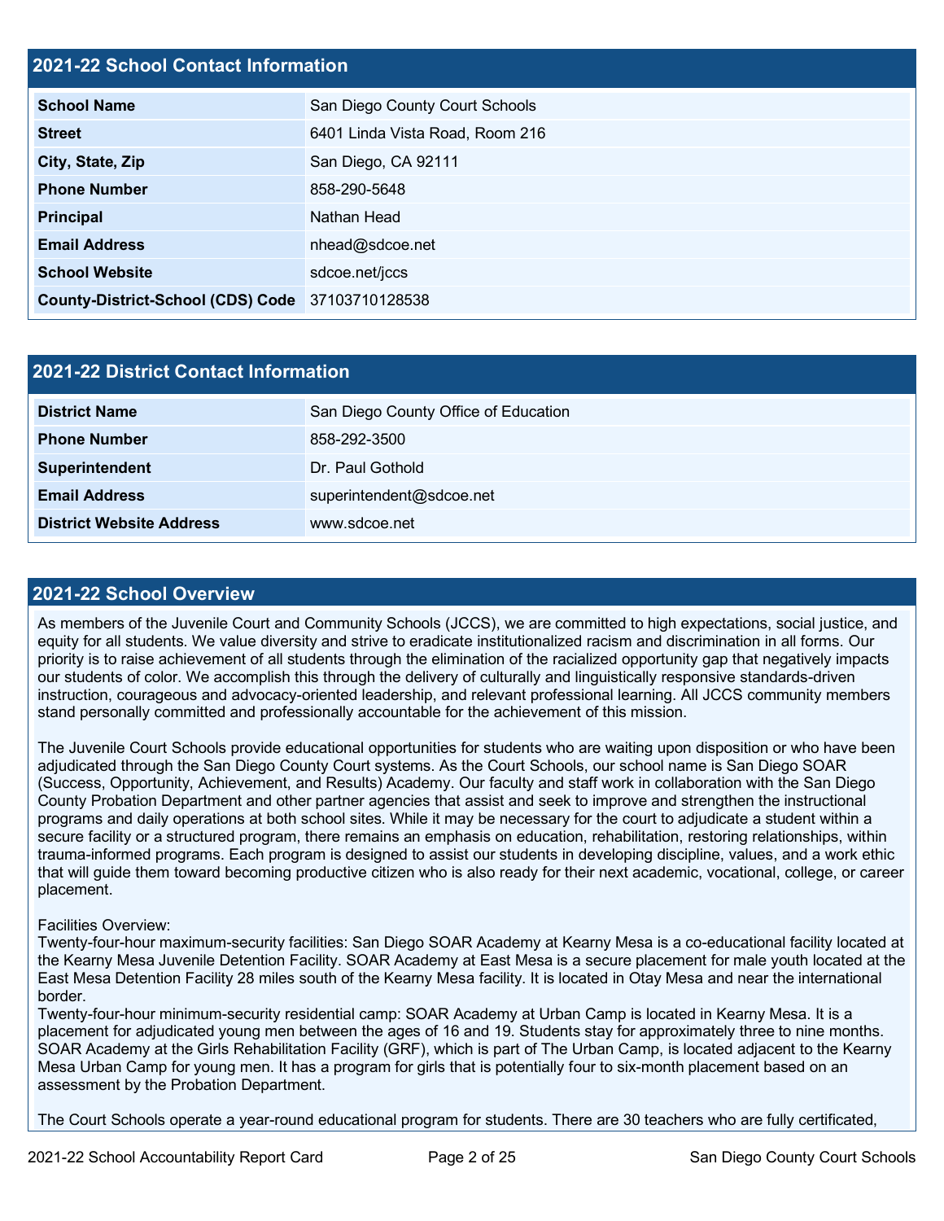## 2021-22 School Contact Information

| 2021-22 School Contact Information | |
|---|---|
| **School Name** | San Diego County Court Schools |
| **Street** | 6401 Linda Vista Road, Room 216 |
| **City, State, Zip** | San Diego, CA 92111 |
| **Phone Number** | 858-290-5648 |
| **Principal** | Nathan Head |
| **Email Address** | nhead@sdcoe.net |
| **School Website** | sdcoe.net/jccs |
| **County-District-School (CDS) Code** | 37103710128538 |

## 2021-22 District Contact Information

| 2021-22 District Contact Information | |
|---|---|
| **District Name** | San Diego County Office of Education |
| **Phone Number** | 858-292-3500 |
| **Superintendent** | Dr. Paul Gothold |
| **Email Address** | superintendent@sdcoe.net |
| **District Website Address** | www.sdcoe.net |

## 2021-22 School Overview

As members of the Juvenile Court and Community Schools (JCCS), we are committed to high expectations, social justice, and equity for all students. We value diversity and strive to eradicate institutionalized racism and discrimination in all forms. Our priority is to raise achievement of all students through the elimination of the racialized opportunity gap that negatively impacts our students of color. We accomplish this through the delivery of culturally and linguistically responsive standards-driven instruction, courageous and advocacy-oriented leadership, and relevant professional learning. All JCCS community members stand personally committed and professionally accountable for the achievement of this mission.

The Juvenile Court Schools provide educational opportunities for students who are waiting upon disposition or who have been adjudicated through the San Diego County Court systems. As the Court Schools, our school name is San Diego SOAR (Success, Opportunity, Achievement, and Results) Academy. Our faculty and staff work in collaboration with the San Diego County Probation Department and other partner agencies that assist and seek to improve and strengthen the instructional programs and daily operations at both school sites. While it may be necessary for the court to adjudicate a student within a secure facility or a structured program, there remains an emphasis on education, rehabilitation, restoring relationships, within trauma-informed programs. Each program is designed to assist our students in developing discipline, values, and a work ethic that will guide them toward becoming productive citizen who is also ready for their next academic, vocational, college, or career placement.

Facilities Overview:
Twenty-four-hour maximum-security facilities: San Diego SOAR Academy at Kearny Mesa is a co-educational facility located at the Kearny Mesa Juvenile Detention Facility. SOAR Academy at East Mesa is a secure placement for male youth located at the East Mesa Detention Facility 28 miles south of the Kearny Mesa facility. It is located in Otay Mesa and near the international border.
Twenty-four-hour minimum-security residential camp: SOAR Academy at Urban Camp is located in Kearny Mesa. It is a placement for adjudicated young men between the ages of 16 and 19. Students stay for approximately three to nine months. SOAR Academy at the Girls Rehabilitation Facility (GRF), which is part of The Urban Camp, is located adjacent to the Kearny Mesa Urban Camp for young men. It has a program for girls that is potentially four to six-month placement based on an assessment by the Probation Department.

The Court Schools operate a year-round educational program for students. There are 30 teachers who are fully certificated,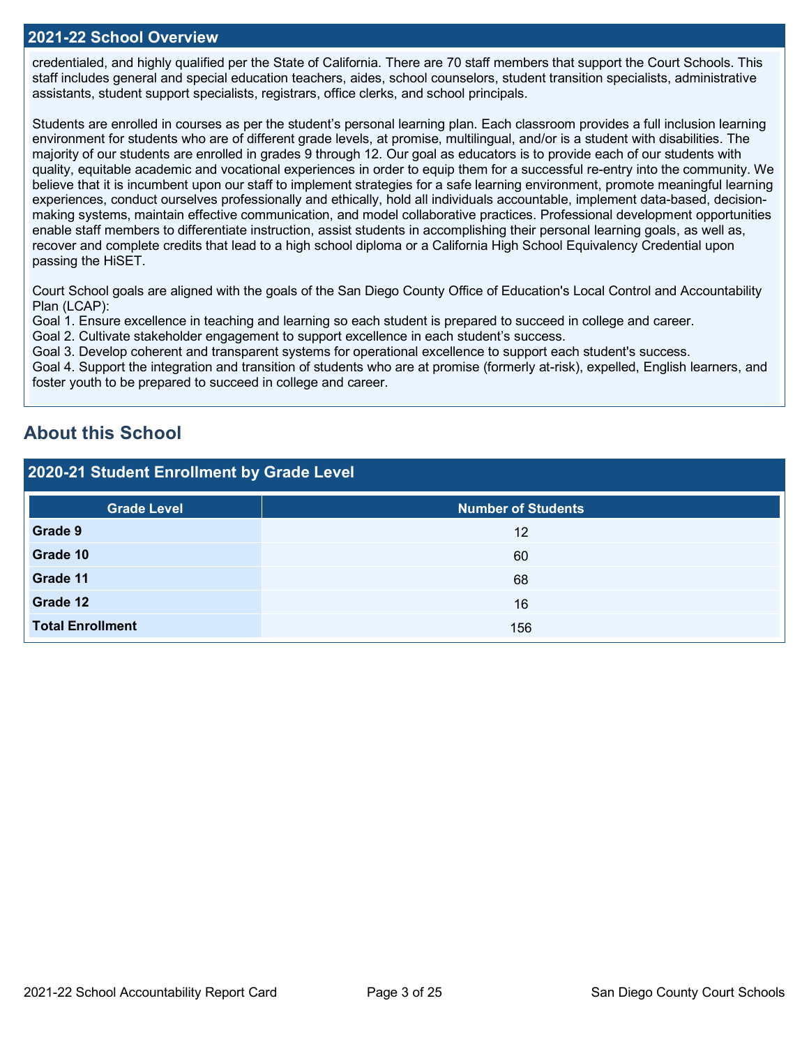## 2021-22 School Overview

credentialed, and highly qualified per the State of California. There are 70 staff members that support the Court Schools. This staff includes general and special education teachers, aides, school counselors, student transition specialists, administrative assistants, student support specialists, registrars, office clerks, and school principals.

Students are enrolled in courses as per the student's personal learning plan. Each classroom provides a full inclusion learning environment for students who are of different grade levels, at promise, multilingual, and/or is a student with disabilities. The majority of our students are enrolled in grades 9 through 12. Our goal as educators is to provide each of our students with quality, equitable academic and vocational experiences in order to equip them for a successful re-entry into the community. We believe that it is incumbent upon our staff to implement strategies for a safe learning environment, promote meaningful learning experiences, conduct ourselves professionally and ethically, hold all individuals accountable, implement data-based, decision-making systems, maintain effective communication, and model collaborative practices. Professional development opportunities enable staff members to differentiate instruction, assist students in accomplishing their personal learning goals, as well as, recover and complete credits that lead to a high school diploma or a California High School Equivalency Credential upon passing the HiSET.

Court School goals are aligned with the goals of the San Diego County Office of Education's Local Control and Accountability Plan (LCAP):
Goal 1. Ensure excellence in teaching and learning so each student is prepared to succeed in college and career.
Goal 2. Cultivate stakeholder engagement to support excellence in each student's success.
Goal 3. Develop coherent and transparent systems for operational excellence to support each student's success.
Goal 4. Support the integration and transition of students who are at promise (formerly at-risk), expelled, English learners, and foster youth to be prepared to succeed in college and career.

# About this School

## 2020-21 Student Enrollment by Grade Level

| Grade Level | Number of Students |
|---|---|
| **Grade 9** | 12 |
| **Grade 10** | 60 |
| **Grade 11** | 68 |
| **Grade 12** | 16 |
| **Total Enrollment** | 156 |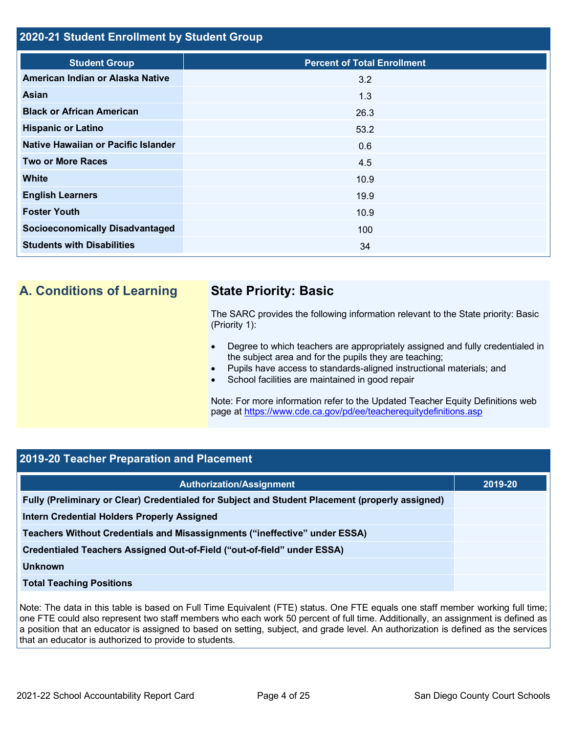## 2020-21 Student Enrollment by Student Group

| Student Group | Percent of Total Enrollment |
| --- | --- |
| American Indian or Alaska Native | 3.2 |
| Asian | 1.3 |
| Black or African American | 26.3 |
| Hispanic or Latino | 53.2 |
| Native Hawaiian or Pacific Islander | 0.6 |
| Two or More Races | 4.5 |
| White | 10.9 |
| English Learners | 19.9 |
| Foster Youth | 10.9 |
| Socioeconomically Disadvantaged | 100 |
| Students with Disabilities | 34 |

## A. Conditions of Learning

### State Priority: Basic

The SARC provides the following information relevant to the State priority: Basic (Priority 1):

- Degree to which teachers are appropriately assigned and fully credentialed in the subject area and for the pupils they are teaching;
- Pupils have access to standards-aligned instructional materials; and
- School facilities are maintained in good repair

Note: For more information refer to the Updated Teacher Equity Definitions web page at https://www.cde.ca.gov/pd/ee/teacherequitydefinitions.asp

## 2019-20 Teacher Preparation and Placement

| Authorization/Assignment | 2019-20 |
| --- | --- |
| Fully (Preliminary or Clear) Credentialed for Subject and Student Placement (properly assigned) | |
| Intern Credential Holders Properly Assigned | |
| Teachers Without Credentials and Misassignments ("ineffective" under ESSA) | |
| Credentialed Teachers Assigned Out-of-Field ("out-of-field" under ESSA) | |
| Unknown | |
| Total Teaching Positions | |

Note: The data in this table is based on Full Time Equivalent (FTE) status. One FTE equals one staff member working full time; one FTE could also represent two staff members who each work 50 percent of full time. Additionally, an assignment is defined as a position that an educator is assigned to based on setting, subject, and grade level. An authorization is defined as the services that an educator is authorized to provide to students.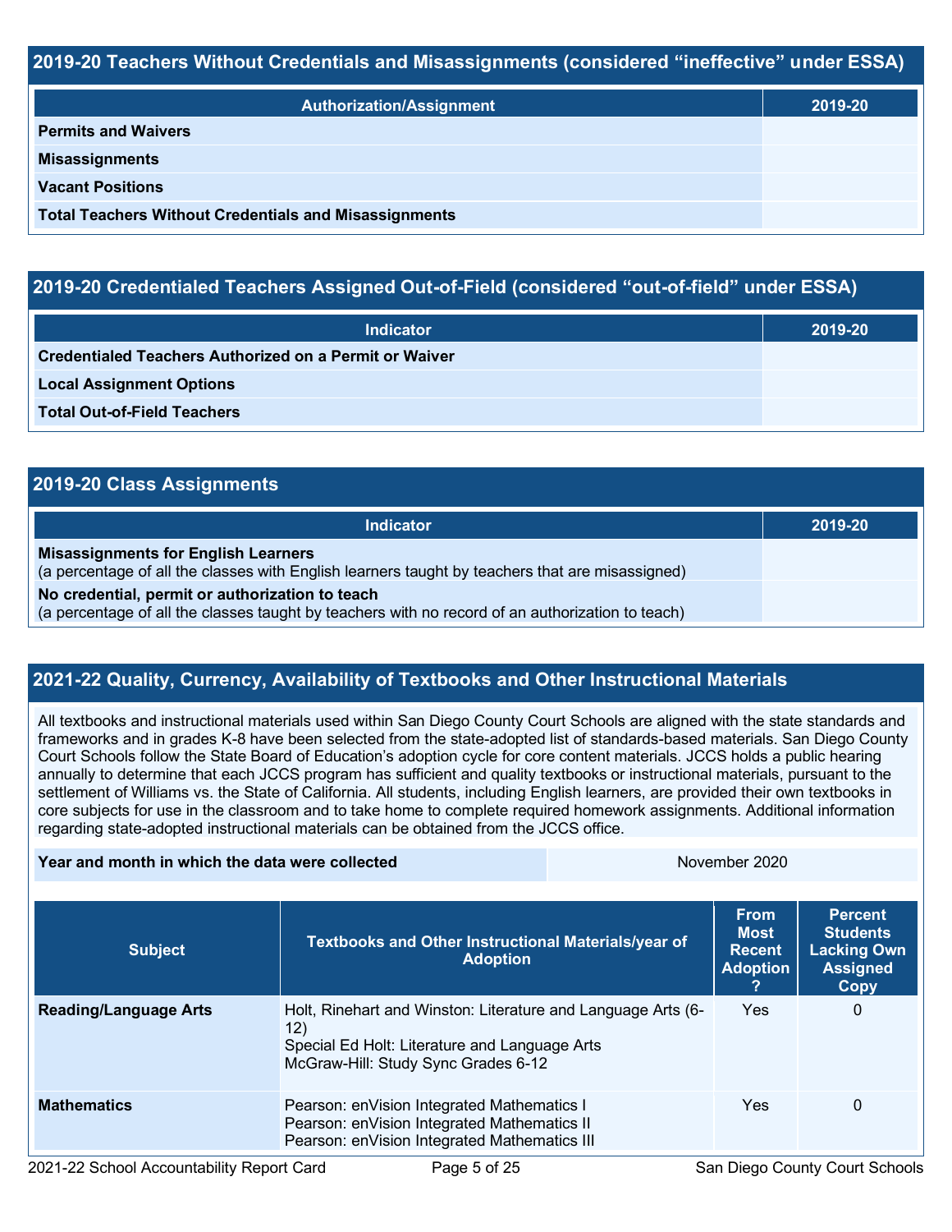## 2019-20 Teachers Without Credentials and Misassignments (considered "ineffective" under ESSA)

| Authorization/Assignment | 2019-20 |
| --- | --- |
| **Permits and Waivers** | |
| **Misassignments** | |
| **Vacant Positions** | |
| **Total Teachers Without Credentials and Misassignments** | |

## 2019-20 Credentialed Teachers Assigned Out-of-Field (considered "out-of-field" under ESSA)

| Indicator | 2019-20 |
| --- | --- |
| **Credentialed Teachers Authorized on a Permit or Waiver** | |
| **Local Assignment Options** | |
| **Total Out-of-Field Teachers** | |

## 2019-20 Class Assignments

| Indicator | 2019-20 |
| --- | --- |
| **Misassignments for English Learners** (a percentage of all the classes with English learners taught by teachers that are misassigned) | |
| **No credential, permit or authorization to teach** (a percentage of all the classes taught by teachers with no record of an authorization to teach) | |

## 2021-22 Quality, Currency, Availability of Textbooks and Other Instructional Materials

All textbooks and instructional materials used within San Diego County Court Schools are aligned with the state standards and frameworks and in grades K-8 have been selected from the state-adopted list of standards-based materials. San Diego County Court Schools follow the State Board of Education's adoption cycle for core content materials. JCCS holds a public hearing annually to determine that each JCCS program has sufficient and quality textbooks or instructional materials, pursuant to the settlement of Williams vs. the State of California. All students, including English learners, are provided their own textbooks in core subjects for use in the classroom and to take home to complete required homework assignments. Additional information regarding state-adopted instructional materials can be obtained from the JCCS office.

| **Year and month in which the data were collected** | November 2020 |
| --- | --- |

| Subject | Textbooks and Other Instructional Materials/year of Adoption | From Most Recent Adoption ? | Percent Students Lacking Own Assigned Copy |
| --- | --- | --- | --- |
| **Reading/Language Arts** | Holt, Rinehart and Winston: Literature and Language Arts (6-12)<br>Special Ed Holt: Literature and Language Arts<br>McGraw-Hill: Study Sync Grades 6-12 | Yes | 0 |
| **Mathematics** | Pearson: enVision Integrated Mathematics I<br>Pearson: enVision Integrated Mathematics II<br>Pearson: enVision Integrated Mathematics III | Yes | 0 |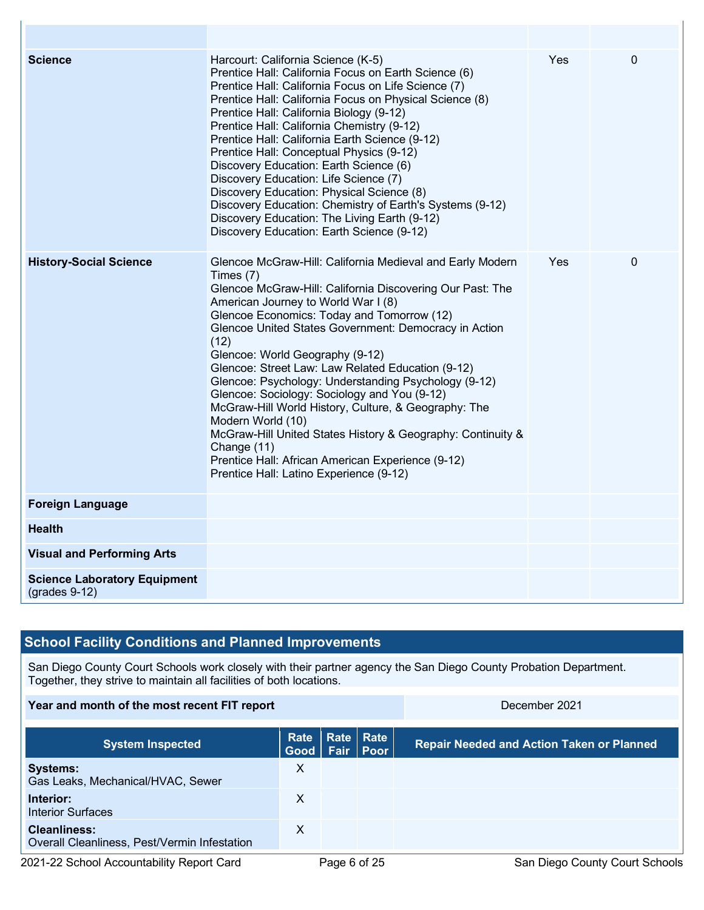| | | | |
|---|---|---|---|
| | | | |
| **Science** | Harcourt: California Science (K-5)<br>Prentice Hall: California Focus on Earth Science (6)<br>Prentice Hall: California Focus on Life Science (7)<br>Prentice Hall: California Focus on Physical Science (8)<br>Prentice Hall: California Biology (9-12)<br>Prentice Hall: California Chemistry (9-12)<br>Prentice Hall: California Earth Science (9-12)<br>Prentice Hall: Conceptual Physics (9-12)<br>Discovery Education: Earth Science (6)<br>Discovery Education: Life Science (7)<br>Discovery Education: Physical Science (8)<br>Discovery Education: Chemistry of Earth's Systems (9-12)<br>Discovery Education: The Living Earth (9-12)<br>Discovery Education: Earth Science (9-12) | Yes | 0 |
| **History-Social Science** | Glencoe McGraw-Hill: California Medieval and Early Modern Times (7)<br>Glencoe McGraw-Hill: California Discovering Our Past: The American Journey to World War I (8)<br>Glencoe Economics: Today and Tomorrow (12)<br>Glencoe United States Government: Democracy in Action (12)<br>Glencoe: World Geography (9-12)<br>Glencoe: Street Law: Law Related Education (9-12)<br>Glencoe: Psychology: Understanding Psychology (9-12)<br>Glencoe: Sociology: Sociology and You (9-12)<br>McGraw-Hill World History, Culture, & Geography: The Modern World (10)<br>McGraw-Hill United States History & Geography: Continuity & Change (11)<br>Prentice Hall: African American Experience (9-12)<br>Prentice Hall: Latino Experience (9-12) | Yes | 0 |
| **Foreign Language** | | | |
| **Health** | | | |
| **Visual and Performing Arts** | | | |
| **Science Laboratory Equipment** (grades 9-12) | | | |

## School Facility Conditions and Planned Improvements

San Diego County Court Schools work closely with their partner agency the San Diego County Probation Department. Together, they strive to maintain all facilities of both locations.

| Year and month of the most recent FIT report | December 2021 |
|---|---|

| System Inspected | Rate Good | Rate Fair | Rate Poor | Repair Needed and Action Taken or Planned |
|---|---|---|---|---|
| **Systems:** Gas Leaks, Mechanical/HVAC, Sewer | X | | | |
| **Interior:** Interior Surfaces | X | | | |
| **Cleanliness:** Overall Cleanliness, Pest/Vermin Infestation | X | | | |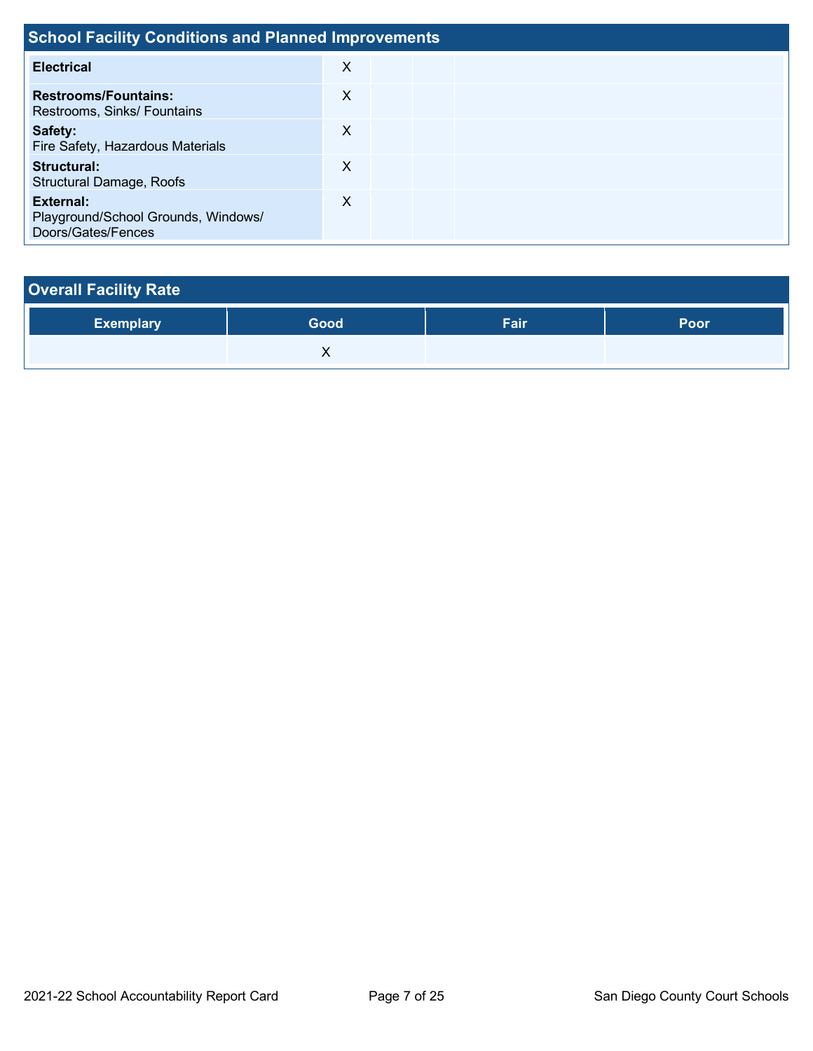## School Facility Conditions and Planned Improvements

| | | | | |
|---|---|---|---|---|
| **Electrical** | X | | | |
| **Restrooms/Fountains:** Restrooms, Sinks/ Fountains | X | | | |
| **Safety:** Fire Safety, Hazardous Materials | X | | | |
| **Structural:** Structural Damage, Roofs | X | | | |
| **External:** Playground/School Grounds, Windows/ Doors/Gates/Fences | X | | | |

## Overall Facility Rate

| Exemplary | Good | Fair | Poor |
|---|---|---|---|
| | X | | |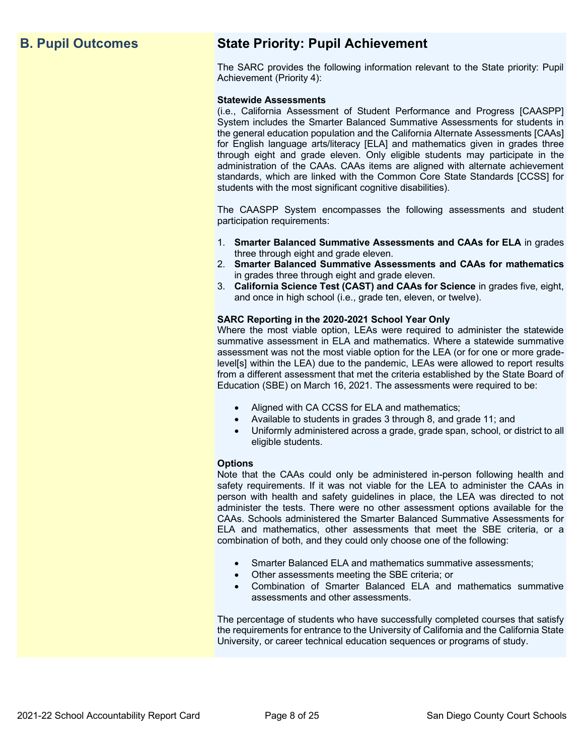## B. Pupil Outcomes

## State Priority: Pupil Achievement

The SARC provides the following information relevant to the State priority: Pupil Achievement (Priority 4):

**Statewide Assessments**
(i.e., California Assessment of Student Performance and Progress [CAASPP] System includes the Smarter Balanced Summative Assessments for students in the general education population and the California Alternate Assessments [CAAs] for English language arts/literacy [ELA] and mathematics given in grades three through eight and grade eleven. Only eligible students may participate in the administration of the CAAs. CAAs items are aligned with alternate achievement standards, which are linked with the Common Core State Standards [CCSS] for students with the most significant cognitive disabilities).

The CAASPP System encompasses the following assessments and student participation requirements:

1. **Smarter Balanced Summative Assessments and CAAs for ELA** in grades three through eight and grade eleven.
2. **Smarter Balanced Summative Assessments and CAAs for mathematics** in grades three through eight and grade eleven.
3. **California Science Test (CAST) and CAAs for Science** in grades five, eight, and once in high school (i.e., grade ten, eleven, or twelve).

**SARC Reporting in the 2020-2021 School Year Only**
Where the most viable option, LEAs were required to administer the statewide summative assessment in ELA and mathematics. Where a statewide summative assessment was not the most viable option for the LEA (or for one or more grade-level[s] within the LEA) due to the pandemic, LEAs were allowed to report results from a different assessment that met the criteria established by the State Board of Education (SBE) on March 16, 2021. The assessments were required to be:

- Aligned with CA CCSS for ELA and mathematics;
- Available to students in grades 3 through 8, and grade 11; and
- Uniformly administered across a grade, grade span, school, or district to all eligible students.

**Options**
Note that the CAAs could only be administered in-person following health and safety requirements. If it was not viable for the LEA to administer the CAAs in person with health and safety guidelines in place, the LEA was directed to not administer the tests. There were no other assessment options available for the CAAs. Schools administered the Smarter Balanced Summative Assessments for ELA and mathematics, other assessments that meet the SBE criteria, or a combination of both, and they could only choose one of the following:

- Smarter Balanced ELA and mathematics summative assessments;
- Other assessments meeting the SBE criteria; or
- Combination of Smarter Balanced ELA and mathematics summative assessments and other assessments.

The percentage of students who have successfully completed courses that satisfy the requirements for entrance to the University of California and the California State University, or career technical education sequences or programs of study.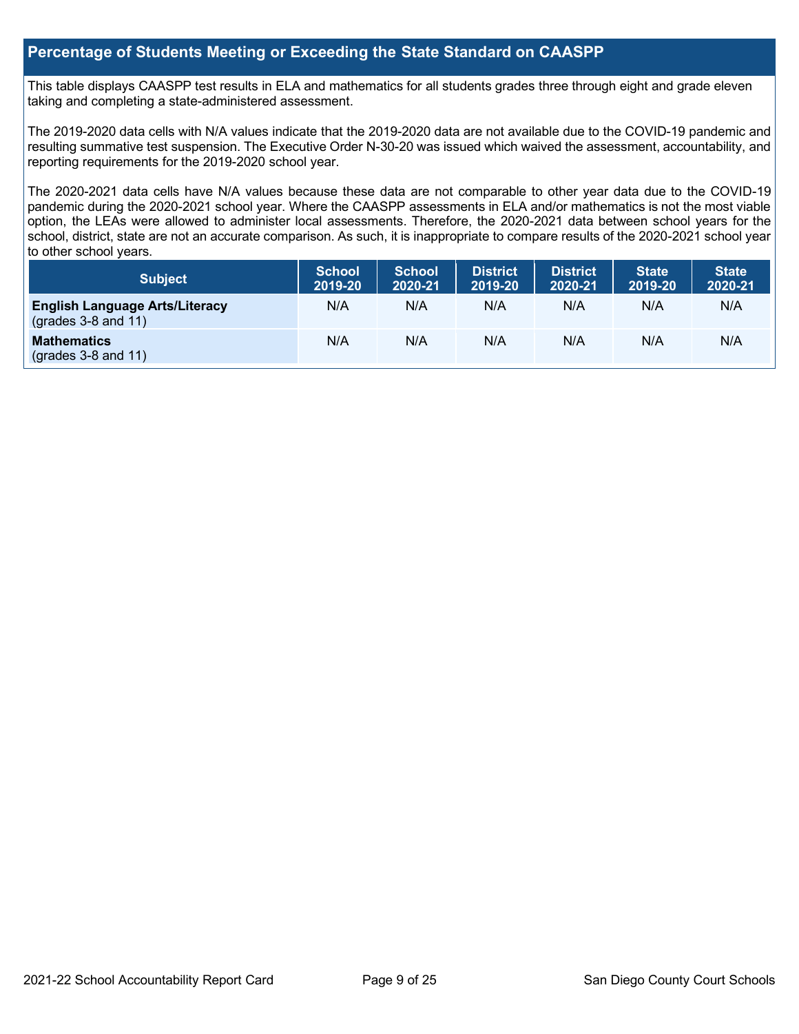## Percentage of Students Meeting or Exceeding the State Standard on CAASPP

This table displays CAASPP test results in ELA and mathematics for all students grades three through eight and grade eleven taking and completing a state-administered assessment.

The 2019-2020 data cells with N/A values indicate that the 2019-2020 data are not available due to the COVID-19 pandemic and resulting summative test suspension. The Executive Order N-30-20 was issued which waived the assessment, accountability, and reporting requirements for the 2019-2020 school year.

The 2020-2021 data cells have N/A values because these data are not comparable to other year data due to the COVID-19 pandemic during the 2020-2021 school year. Where the CAASPP assessments in ELA and/or mathematics is not the most viable option, the LEAs were allowed to administer local assessments. Therefore, the 2020-2021 data between school years for the school, district, state are not an accurate comparison. As such, it is inappropriate to compare results of the 2020-2021 school year to other school years.

| Subject | School 2019-20 | School 2020-21 | District 2019-20 | District 2020-21 | State 2019-20 | State 2020-21 |
|---|---|---|---|---|---|---|
| **English Language Arts/Literacy** (grades 3-8 and 11) | N/A | N/A | N/A | N/A | N/A | N/A |
| **Mathematics** (grades 3-8 and 11) | N/A | N/A | N/A | N/A | N/A | N/A |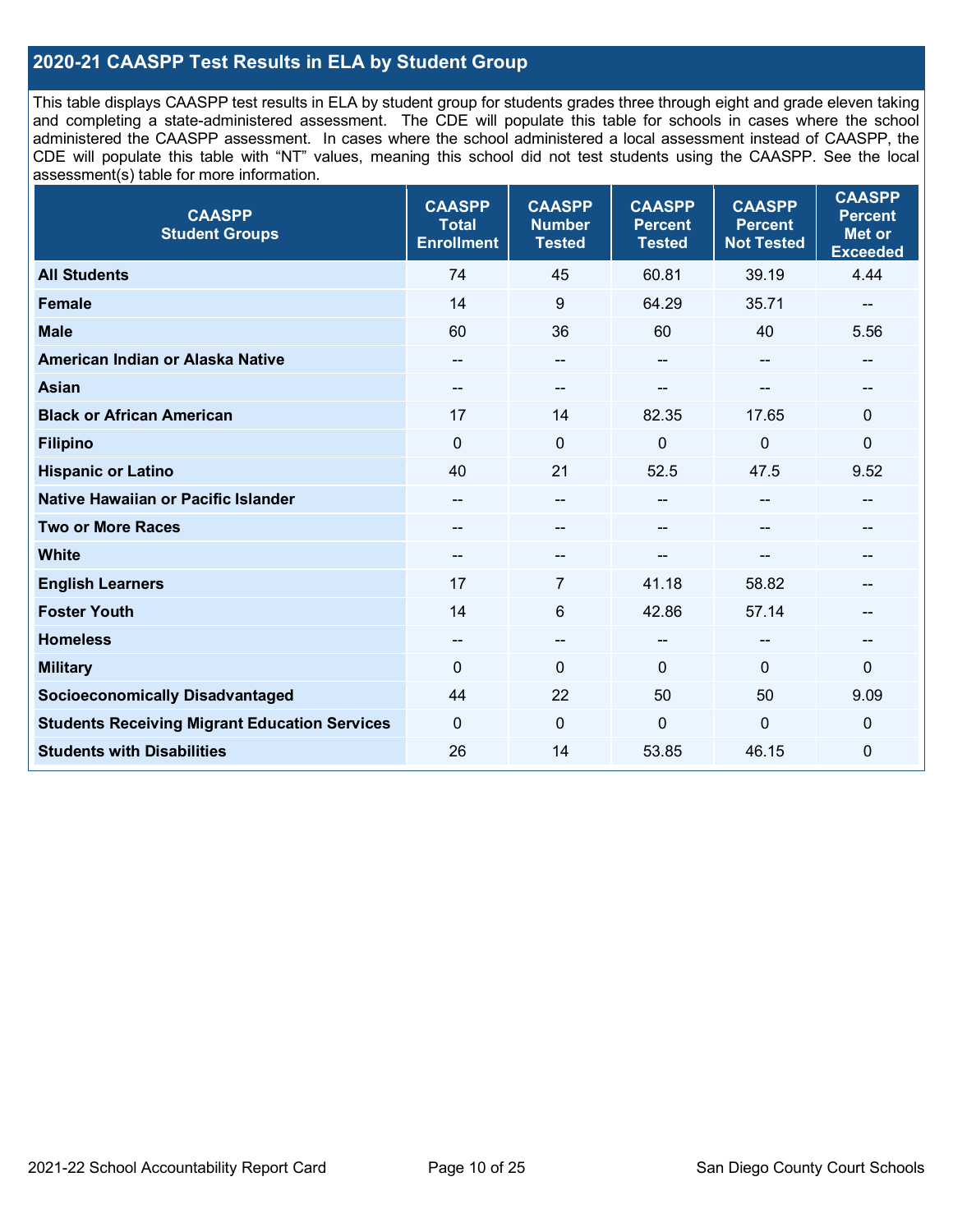## 2020-21 CAASPP Test Results in ELA by Student Group

This table displays CAASPP test results in ELA by student group for students grades three through eight and grade eleven taking and completing a state-administered assessment. The CDE will populate this table for schools in cases where the school administered the CAASPP assessment. In cases where the school administered a local assessment instead of CAASPP, the CDE will populate this table with "NT" values, meaning this school did not test students using the CAASPP. See the local assessment(s) table for more information.

| CAASPP Student Groups | CAASPP Total Enrollment | CAASPP Number Tested | CAASPP Percent Tested | CAASPP Percent Not Tested | CAASPP Percent Met or Exceeded |
|---|---|---|---|---|---|
| **All Students** | 74 | 45 | 60.81 | 39.19 | 4.44 |
| **Female** | 14 | 9 | 64.29 | 35.71 | -- |
| **Male** | 60 | 36 | 60 | 40 | 5.56 |
| **American Indian or Alaska Native** | -- | -- | -- | -- | -- |
| **Asian** | -- | -- | -- | -- | -- |
| **Black or African American** | 17 | 14 | 82.35 | 17.65 | 0 |
| **Filipino** | 0 | 0 | 0 | 0 | 0 |
| **Hispanic or Latino** | 40 | 21 | 52.5 | 47.5 | 9.52 |
| **Native Hawaiian or Pacific Islander** | -- | -- | -- | -- | -- |
| **Two or More Races** | -- | -- | -- | -- | -- |
| **White** | -- | -- | -- | -- | -- |
| **English Learners** | 17 | 7 | 41.18 | 58.82 | -- |
| **Foster Youth** | 14 | 6 | 42.86 | 57.14 | -- |
| **Homeless** | -- | -- | -- | -- | -- |
| **Military** | 0 | 0 | 0 | 0 | 0 |
| **Socioeconomically Disadvantaged** | 44 | 22 | 50 | 50 | 9.09 |
| **Students Receiving Migrant Education Services** | 0 | 0 | 0 | 0 | 0 |
| **Students with Disabilities** | 26 | 14 | 53.85 | 46.15 | 0 |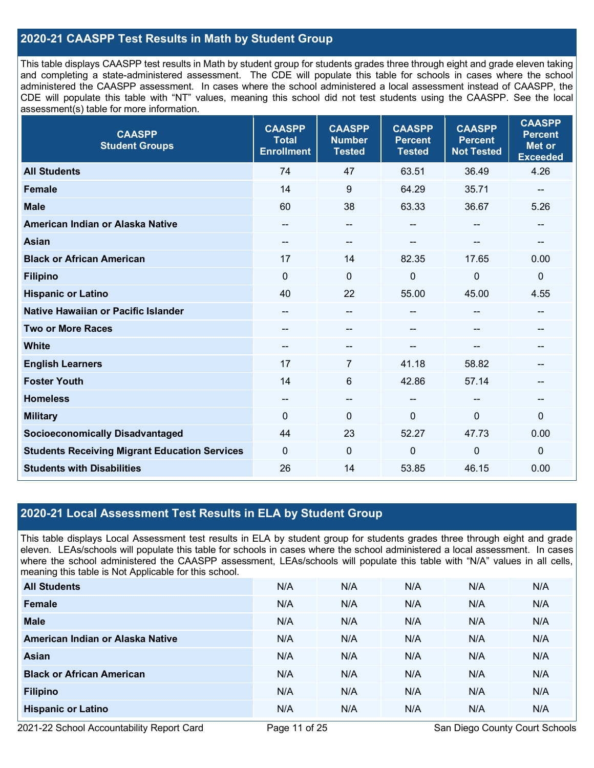## 2020-21 CAASPP Test Results in Math by Student Group

This table displays CAASPP test results in Math by student group for students grades three through eight and grade eleven taking and completing a state-administered assessment. The CDE will populate this table for schools in cases where the school administered the CAASPP assessment. In cases where the school administered a local assessment instead of CAASPP, the CDE will populate this table with "NT" values, meaning this school did not test students using the CAASPP. See the local assessment(s) table for more information.

| CAASPP Student Groups | CAASPP Total Enrollment | CAASPP Number Tested | CAASPP Percent Tested | CAASPP Percent Not Tested | CAASPP Percent Met or Exceeded |
|---|---|---|---|---|---|
| **All Students** | 74 | 47 | 63.51 | 36.49 | 4.26 |
| **Female** | 14 | 9 | 64.29 | 35.71 | -- |
| **Male** | 60 | 38 | 63.33 | 36.67 | 5.26 |
| **American Indian or Alaska Native** | -- | -- | -- | -- | -- |
| **Asian** | -- | -- | -- | -- | -- |
| **Black or African American** | 17 | 14 | 82.35 | 17.65 | 0.00 |
| **Filipino** | 0 | 0 | 0 | 0 | 0 |
| **Hispanic or Latino** | 40 | 22 | 55.00 | 45.00 | 4.55 |
| **Native Hawaiian or Pacific Islander** | -- | -- | -- | -- | -- |
| **Two or More Races** | -- | -- | -- | -- | -- |
| **White** | -- | -- | -- | -- | -- |
| **English Learners** | 17 | 7 | 41.18 | 58.82 | -- |
| **Foster Youth** | 14 | 6 | 42.86 | 57.14 | -- |
| **Homeless** | -- | -- | -- | -- | -- |
| **Military** | 0 | 0 | 0 | 0 | 0 |
| **Socioeconomically Disadvantaged** | 44 | 23 | 52.27 | 47.73 | 0.00 |
| **Students Receiving Migrant Education Services** | 0 | 0 | 0 | 0 | 0 |
| **Students with Disabilities** | 26 | 14 | 53.85 | 46.15 | 0.00 |

## 2020-21 Local Assessment Test Results in ELA by Student Group

This table displays Local Assessment test results in ELA by student group for students grades three through eight and grade eleven. LEAs/schools will populate this table for schools in cases where the school administered a local assessment. In cases where the school administered the CAASPP assessment, LEAs/schools will populate this table with "N/A" values in all cells, meaning this table is Not Applicable for this school.

| | | | | | |
|---|---|---|---|---|---|
| **All Students** | N/A | N/A | N/A | N/A | N/A |
| **Female** | N/A | N/A | N/A | N/A | N/A |
| **Male** | N/A | N/A | N/A | N/A | N/A |
| **American Indian or Alaska Native** | N/A | N/A | N/A | N/A | N/A |
| **Asian** | N/A | N/A | N/A | N/A | N/A |
| **Black or African American** | N/A | N/A | N/A | N/A | N/A |
| **Filipino** | N/A | N/A | N/A | N/A | N/A |
| **Hispanic or Latino** | N/A | N/A | N/A | N/A | N/A |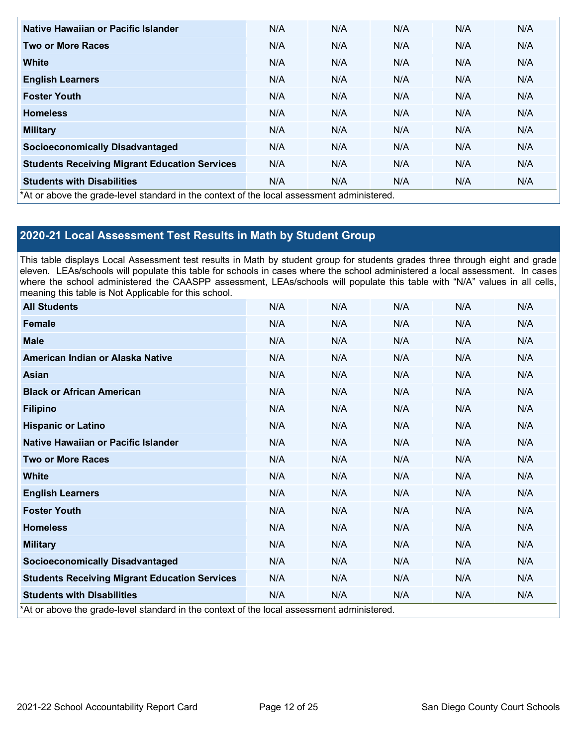| | | | | | |
|---|---|---|---|---|---|
| **Native Hawaiian or Pacific Islander** | N/A | N/A | N/A | N/A | N/A |
| **Two or More Races** | N/A | N/A | N/A | N/A | N/A |
| **White** | N/A | N/A | N/A | N/A | N/A |
| **English Learners** | N/A | N/A | N/A | N/A | N/A |
| **Foster Youth** | N/A | N/A | N/A | N/A | N/A |
| **Homeless** | N/A | N/A | N/A | N/A | N/A |
| **Military** | N/A | N/A | N/A | N/A | N/A |
| **Socioeconomically Disadvantaged** | N/A | N/A | N/A | N/A | N/A |
| **Students Receiving Migrant Education Services** | N/A | N/A | N/A | N/A | N/A |
| **Students with Disabilities** | N/A | N/A | N/A | N/A | N/A |

*At or above the grade-level standard in the context of the local assessment administered.

## 2020-21 Local Assessment Test Results in Math by Student Group

This table displays Local Assessment test results in Math by student group for students grades three through eight and grade eleven. LEAs/schools will populate this table for schools in cases where the school administered a local assessment. In cases where the school administered the CAASPP assessment, LEAs/schools will populate this table with "N/A" values in all cells, meaning this table is Not Applicable for this school.

| | | | | | |
|---|---|---|---|---|---|
| **All Students** | N/A | N/A | N/A | N/A | N/A |
| **Female** | N/A | N/A | N/A | N/A | N/A |
| **Male** | N/A | N/A | N/A | N/A | N/A |
| **American Indian or Alaska Native** | N/A | N/A | N/A | N/A | N/A |
| **Asian** | N/A | N/A | N/A | N/A | N/A |
| **Black or African American** | N/A | N/A | N/A | N/A | N/A |
| **Filipino** | N/A | N/A | N/A | N/A | N/A |
| **Hispanic or Latino** | N/A | N/A | N/A | N/A | N/A |
| **Native Hawaiian or Pacific Islander** | N/A | N/A | N/A | N/A | N/A |
| **Two or More Races** | N/A | N/A | N/A | N/A | N/A |
| **White** | N/A | N/A | N/A | N/A | N/A |
| **English Learners** | N/A | N/A | N/A | N/A | N/A |
| **Foster Youth** | N/A | N/A | N/A | N/A | N/A |
| **Homeless** | N/A | N/A | N/A | N/A | N/A |
| **Military** | N/A | N/A | N/A | N/A | N/A |
| **Socioeconomically Disadvantaged** | N/A | N/A | N/A | N/A | N/A |
| **Students Receiving Migrant Education Services** | N/A | N/A | N/A | N/A | N/A |
| **Students with Disabilities** | N/A | N/A | N/A | N/A | N/A |

*At or above the grade-level standard in the context of the local assessment administered.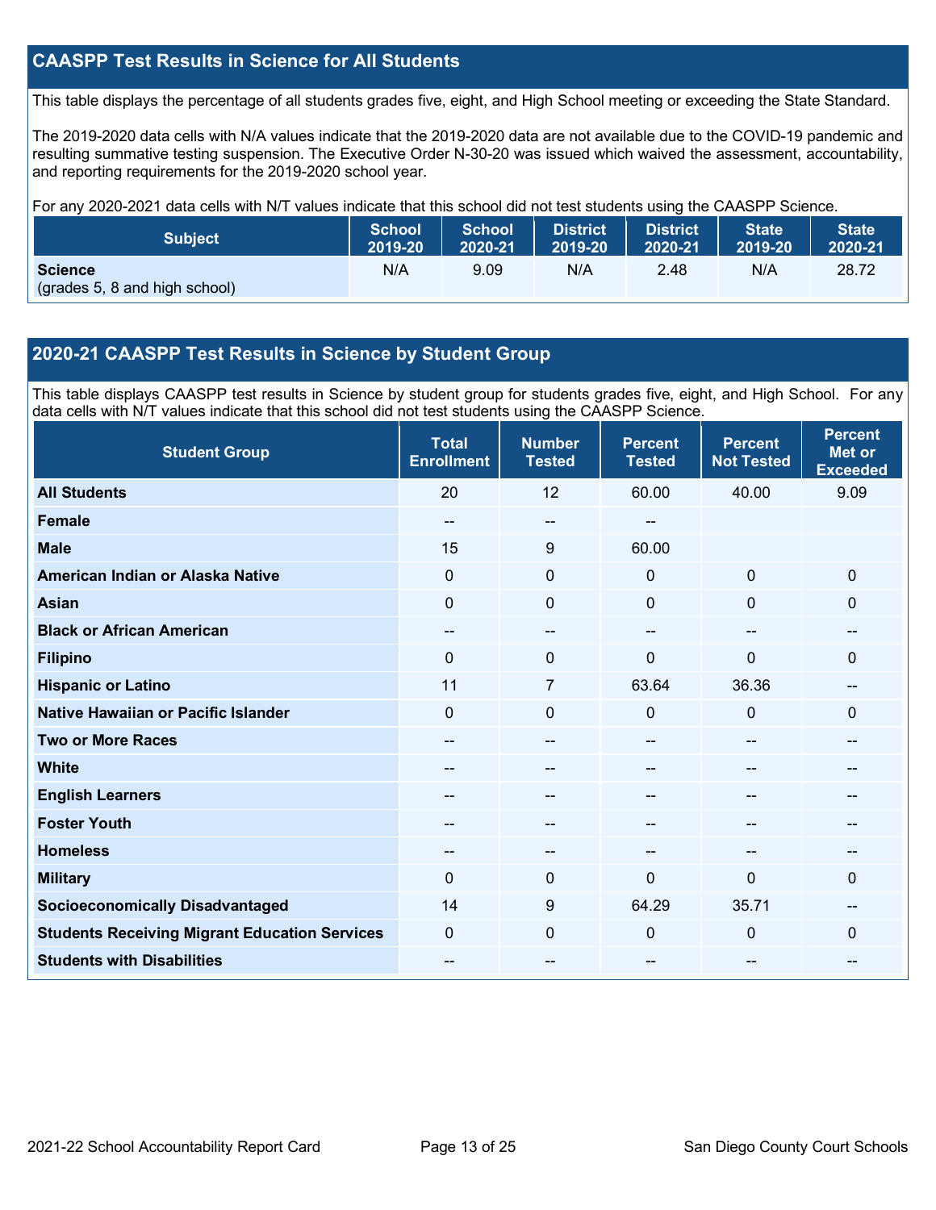## CAASPP Test Results in Science for All Students

This table displays the percentage of all students grades five, eight, and High School meeting or exceeding the State Standard.

The 2019-2020 data cells with N/A values indicate that the 2019-2020 data are not available due to the COVID-19 pandemic and resulting summative testing suspension. The Executive Order N-30-20 was issued which waived the assessment, accountability, and reporting requirements for the 2019-2020 school year.

For any 2020-2021 data cells with N/T values indicate that this school did not test students using the CAASPP Science.

| Subject | School 2019-20 | School 2020-21 | District 2019-20 | District 2020-21 | State 2019-20 | State 2020-21 |
|---|---|---|---|---|---|---|
| **Science** (grades 5, 8 and high school) | N/A | 9.09 | N/A | 2.48 | N/A | 28.72 |

## 2020-21 CAASPP Test Results in Science by Student Group

This table displays CAASPP test results in Science by student group for students grades five, eight, and High School. For any data cells with N/T values indicate that this school did not test students using the CAASPP Science.

| Student Group | Total Enrollment | Number Tested | Percent Tested | Percent Not Tested | Percent Met or Exceeded |
|---|---|---|---|---|---|
| **All Students** | 20 | 12 | 60.00 | 40.00 | 9.09 |
| **Female** | -- | -- | -- | | |
| **Male** | 15 | 9 | 60.00 | | |
| **American Indian or Alaska Native** | 0 | 0 | 0 | 0 | 0 |
| **Asian** | 0 | 0 | 0 | 0 | 0 |
| **Black or African American** | -- | -- | -- | -- | -- |
| **Filipino** | 0 | 0 | 0 | 0 | 0 |
| **Hispanic or Latino** | 11 | 7 | 63.64 | 36.36 | -- |
| **Native Hawaiian or Pacific Islander** | 0 | 0 | 0 | 0 | 0 |
| **Two or More Races** | -- | -- | -- | -- | -- |
| **White** | -- | -- | -- | -- | -- |
| **English Learners** | -- | -- | -- | -- | -- |
| **Foster Youth** | -- | -- | -- | -- | -- |
| **Homeless** | -- | -- | -- | -- | -- |
| **Military** | 0 | 0 | 0 | 0 | 0 |
| **Socioeconomically Disadvantaged** | 14 | 9 | 64.29 | 35.71 | -- |
| **Students Receiving Migrant Education Services** | 0 | 0 | 0 | 0 | 0 |
| **Students with Disabilities** | -- | -- | -- | -- | -- |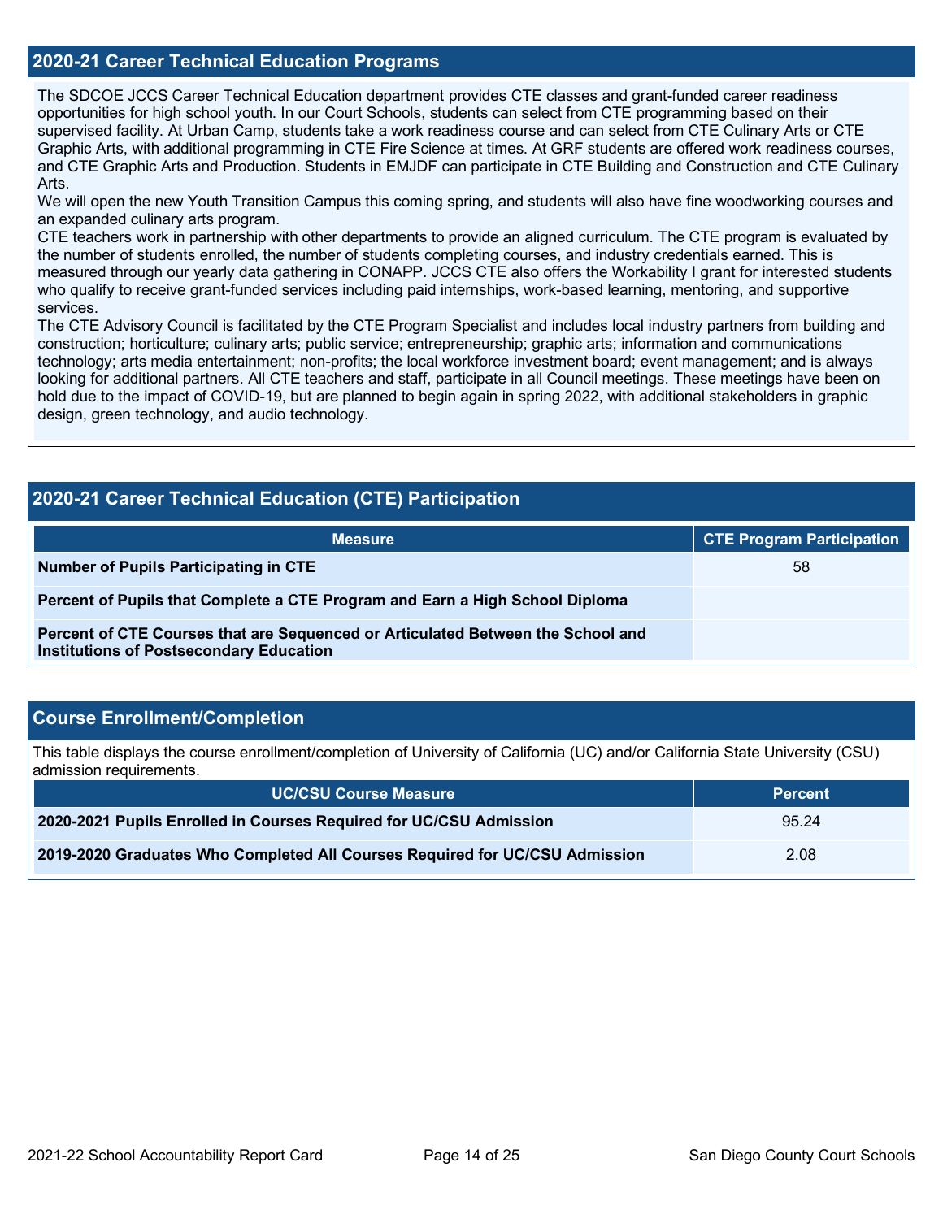## 2020-21 Career Technical Education Programs

The SDCOE JCCS Career Technical Education department provides CTE classes and grant-funded career readiness opportunities for high school youth. In our Court Schools, students can select from CTE programming based on their supervised facility. At Urban Camp, students take a work readiness course and can select from CTE Culinary Arts or CTE Graphic Arts, with additional programming in CTE Fire Science at times. At GRF students are offered work readiness courses, and CTE Graphic Arts and Production. Students in EMJDF can participate in CTE Building and Construction and CTE Culinary Arts.
We will open the new Youth Transition Campus this coming spring, and students will also have fine woodworking courses and an expanded culinary arts program.
CTE teachers work in partnership with other departments to provide an aligned curriculum. The CTE program is evaluated by the number of students enrolled, the number of students completing courses, and industry credentials earned. This is measured through our yearly data gathering in CONAPP. JCCS CTE also offers the Workability I grant for interested students who qualify to receive grant-funded services including paid internships, work-based learning, mentoring, and supportive services.
The CTE Advisory Council is facilitated by the CTE Program Specialist and includes local industry partners from building and construction; horticulture; culinary arts; public service; entrepreneurship; graphic arts; information and communications technology; arts media entertainment; non-profits; the local workforce investment board; event management; and is always looking for additional partners. All CTE teachers and staff, participate in all Council meetings. These meetings have been on hold due to the impact of COVID-19, but are planned to begin again in spring 2022, with additional stakeholders in graphic design, green technology, and audio technology.

## 2020-21 Career Technical Education (CTE) Participation

| Measure | CTE Program Participation |
| --- | --- |
| **Number of Pupils Participating in CTE** | 58 |
| **Percent of Pupils that Complete a CTE Program and Earn a High School Diploma** | |
| **Percent of CTE Courses that are Sequenced or Articulated Between the School and Institutions of Postsecondary Education** | |

## Course Enrollment/Completion

This table displays the course enrollment/completion of University of California (UC) and/or California State University (CSU) admission requirements.

| UC/CSU Course Measure | Percent |
| --- | --- |
| **2020-2021 Pupils Enrolled in Courses Required for UC/CSU Admission** | 95.24 |
| **2019-2020 Graduates Who Completed All Courses Required for UC/CSU Admission** | 2.08 |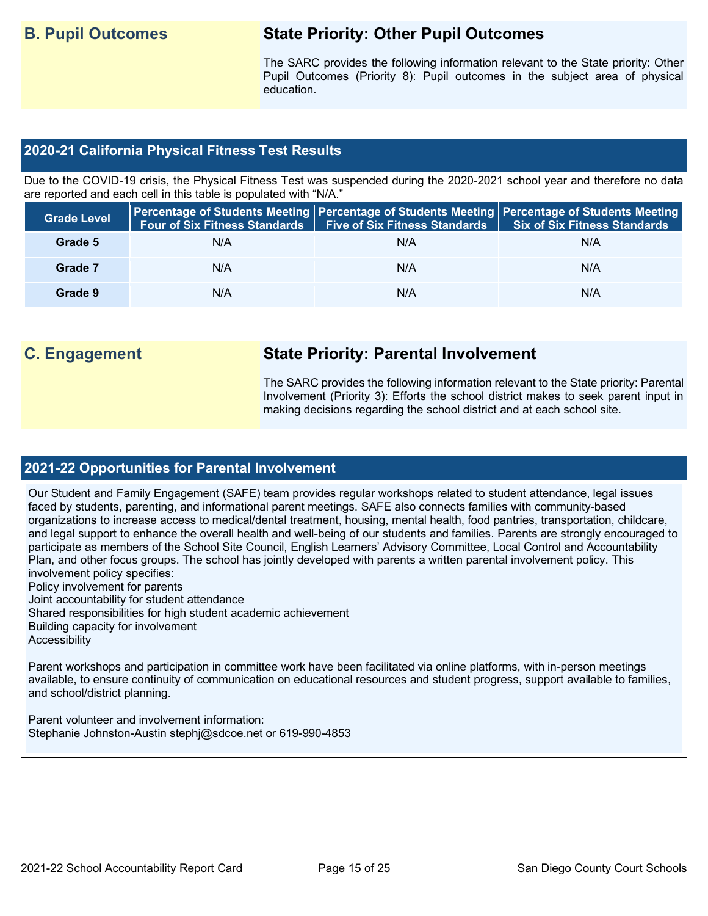## B. Pupil Outcomes

### State Priority: Other Pupil Outcomes

The SARC provides the following information relevant to the State priority: Other Pupil Outcomes (Priority 8): Pupil outcomes in the subject area of physical education.

### 2020-21 California Physical Fitness Test Results

Due to the COVID-19 crisis, the Physical Fitness Test was suspended during the 2020-2021 school year and therefore no data are reported and each cell in this table is populated with "N/A."

| Grade Level | Percentage of Students Meeting Four of Six Fitness Standards | Percentage of Students Meeting Five of Six Fitness Standards | Percentage of Students Meeting Six of Six Fitness Standards |
|---|---|---|---|
| Grade 5 | N/A | N/A | N/A |
| Grade 7 | N/A | N/A | N/A |
| Grade 9 | N/A | N/A | N/A |

## C. Engagement

### State Priority: Parental Involvement

The SARC provides the following information relevant to the State priority: Parental Involvement (Priority 3): Efforts the school district makes to seek parent input in making decisions regarding the school district and at each school site.

### 2021-22 Opportunities for Parental Involvement

Our Student and Family Engagement (SAFE) team provides regular workshops related to student attendance, legal issues faced by students, parenting, and informational parent meetings. SAFE also connects families with community-based organizations to increase access to medical/dental treatment, housing, mental health, food pantries, transportation, childcare, and legal support to enhance the overall health and well-being of our students and families. Parents are strongly encouraged to participate as members of the School Site Council, English Learners' Advisory Committee, Local Control and Accountability Plan, and other focus groups. The school has jointly developed with parents a written parental involvement policy. This involvement policy specifies:
Policy involvement for parents
Joint accountability for student attendance
Shared responsibilities for high student academic achievement
Building capacity for involvement
Accessibility

Parent workshops and participation in committee work have been facilitated via online platforms, with in-person meetings available, to ensure continuity of communication on educational resources and student progress, support available to families, and school/district planning.

Parent volunteer and involvement information:
Stephanie Johnston-Austin stephj@sdcoe.net or 619-990-4853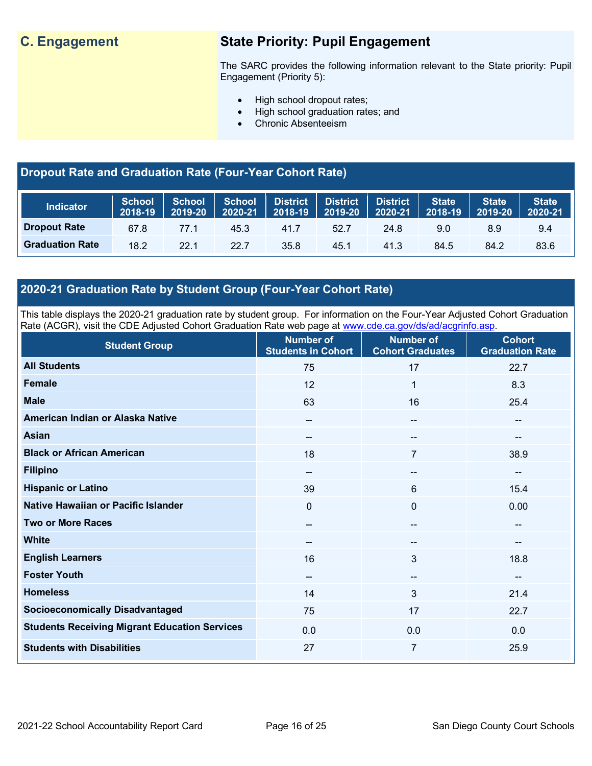## C. Engagement

## State Priority: Pupil Engagement

The SARC provides the following information relevant to the State priority: Pupil Engagement (Priority 5):

- High school dropout rates;
- High school graduation rates; and
- Chronic Absenteeism

### Dropout Rate and Graduation Rate (Four-Year Cohort Rate)

| Indicator | School 2018-19 | School 2019-20 | School 2020-21 | District 2018-19 | District 2019-20 | District 2020-21 | State 2018-19 | State 2019-20 | State 2020-21 |
|---|---|---|---|---|---|---|---|---|---|
| Dropout Rate | 67.8 | 77.1 | 45.3 | 41.7 | 52.7 | 24.8 | 9.0 | 8.9 | 9.4 |
| Graduation Rate | 18.2 | 22.1 | 22.7 | 35.8 | 45.1 | 41.3 | 84.5 | 84.2 | 83.6 |

### 2020-21 Graduation Rate by Student Group (Four-Year Cohort Rate)

This table displays the 2020-21 graduation rate by student group. For information on the Four-Year Adjusted Cohort Graduation Rate (ACGR), visit the CDE Adjusted Cohort Graduation Rate web page at www.cde.ca.gov/ds/ad/acgrinfo.asp.

| Student Group | Number of Students in Cohort | Number of Cohort Graduates | Cohort Graduation Rate |
|---|---|---|---|
| All Students | 75 | 17 | 22.7 |
| Female | 12 | 1 | 8.3 |
| Male | 63 | 16 | 25.4 |
| American Indian or Alaska Native | -- | -- | -- |
| Asian | -- | -- | -- |
| Black or African American | 18 | 7 | 38.9 |
| Filipino | -- | -- | -- |
| Hispanic or Latino | 39 | 6 | 15.4 |
| Native Hawaiian or Pacific Islander | 0 | 0 | 0.00 |
| Two or More Races | -- | -- | -- |
| White | -- | -- | -- |
| English Learners | 16 | 3 | 18.8 |
| Foster Youth | -- | -- | -- |
| Homeless | 14 | 3 | 21.4 |
| Socioeconomically Disadvantaged | 75 | 17 | 22.7 |
| Students Receiving Migrant Education Services | 0.0 | 0.0 | 0.0 |
| Students with Disabilities | 27 | 7 | 25.9 |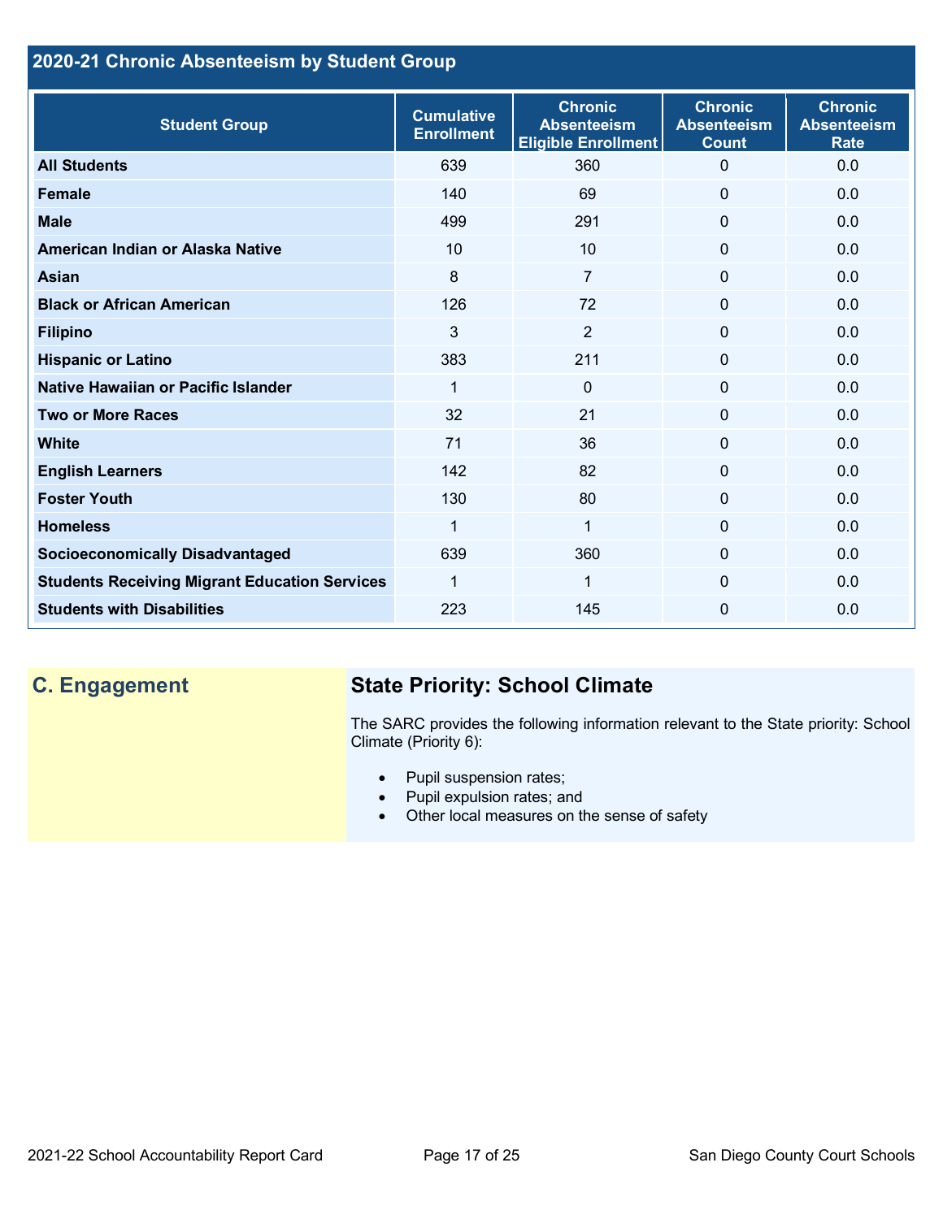## 2020-21 Chronic Absenteeism by Student Group

| Student Group | Cumulative Enrollment | Chronic Absenteeism Eligible Enrollment | Chronic Absenteeism Count | Chronic Absenteeism Rate |
|---|---|---|---|---|
| All Students | 639 | 360 | 0 | 0.0 |
| Female | 140 | 69 | 0 | 0.0 |
| Male | 499 | 291 | 0 | 0.0 |
| American Indian or Alaska Native | 10 | 10 | 0 | 0.0 |
| Asian | 8 | 7 | 0 | 0.0 |
| Black or African American | 126 | 72 | 0 | 0.0 |
| Filipino | 3 | 2 | 0 | 0.0 |
| Hispanic or Latino | 383 | 211 | 0 | 0.0 |
| Native Hawaiian or Pacific Islander | 1 | 0 | 0 | 0.0 |
| Two or More Races | 32 | 21 | 0 | 0.0 |
| White | 71 | 36 | 0 | 0.0 |
| English Learners | 142 | 82 | 0 | 0.0 |
| Foster Youth | 130 | 80 | 0 | 0.0 |
| Homeless | 1 | 1 | 0 | 0.0 |
| Socioeconomically Disadvantaged | 639 | 360 | 0 | 0.0 |
| Students Receiving Migrant Education Services | 1 | 1 | 0 | 0.0 |
| Students with Disabilities | 223 | 145 | 0 | 0.0 |

## C. Engagement

### State Priority: School Climate

The SARC provides the following information relevant to the State priority: School Climate (Priority 6):

- Pupil suspension rates;
- Pupil expulsion rates; and
- Other local measures on the sense of safety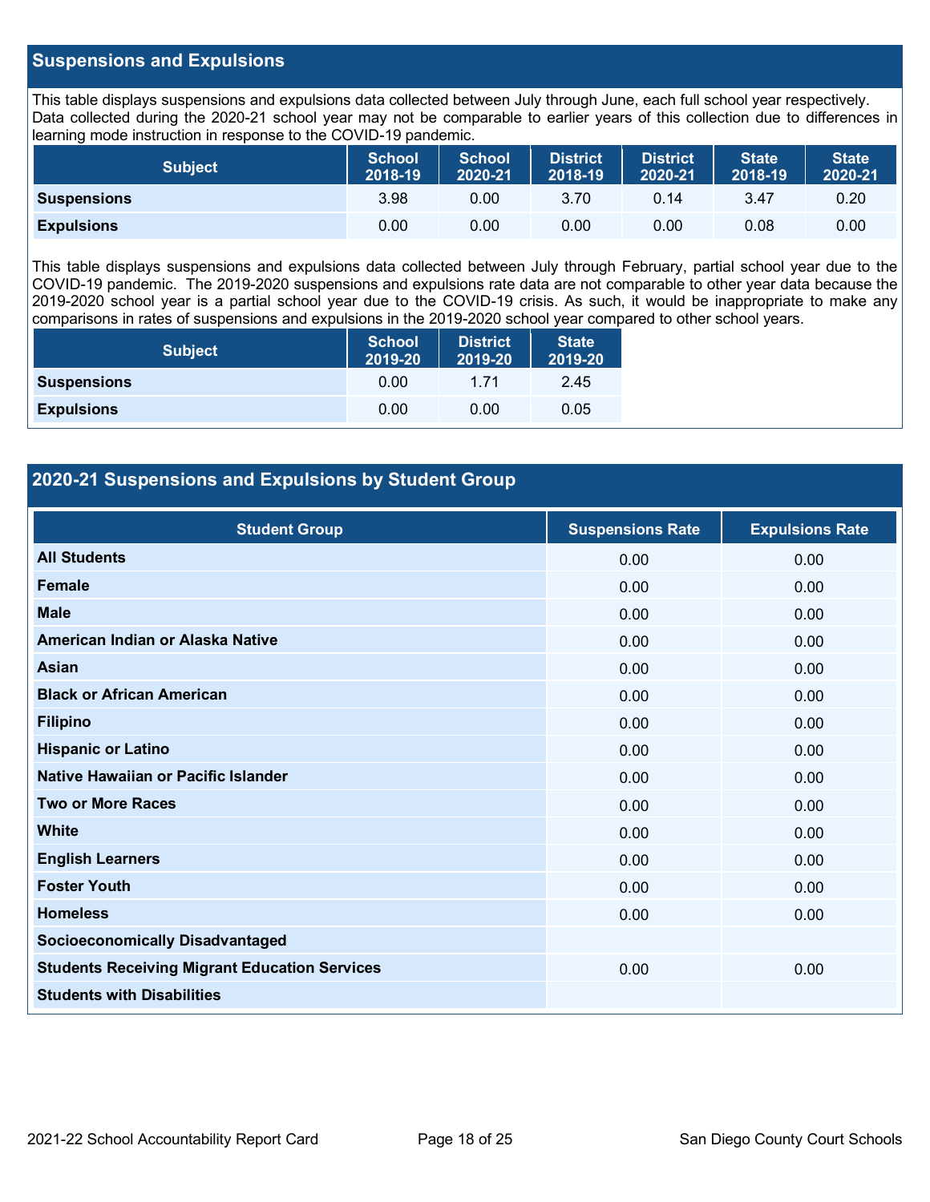## Suspensions and Expulsions

This table displays suspensions and expulsions data collected between July through June, each full school year respectively. Data collected during the 2020-21 school year may not be comparable to earlier years of this collection due to differences in learning mode instruction in response to the COVID-19 pandemic.

| Subject | School 2018-19 | School 2020-21 | District 2018-19 | District 2020-21 | State 2018-19 | State 2020-21 |
|---|---|---|---|---|---|---|
| **Suspensions** | 3.98 | 0.00 | 3.70 | 0.14 | 3.47 | 0.20 |
| **Expulsions** | 0.00 | 0.00 | 0.00 | 0.00 | 0.08 | 0.00 |

This table displays suspensions and expulsions data collected between July through February, partial school year due to the COVID-19 pandemic. The 2019-2020 suspensions and expulsions rate data are not comparable to other year data because the 2019-2020 school year is a partial school year due to the COVID-19 crisis. As such, it would be inappropriate to make any comparisons in rates of suspensions and expulsions in the 2019-2020 school year compared to other school years.

| Subject | School 2019-20 | District 2019-20 | State 2019-20 |
|---|---|---|---|
| **Suspensions** | 0.00 | 1.71 | 2.45 |
| **Expulsions** | 0.00 | 0.00 | 0.05 |

## 2020-21 Suspensions and Expulsions by Student Group

| Student Group | Suspensions Rate | Expulsions Rate |
|---|---|---|
| **All Students** | 0.00 | 0.00 |
| **Female** | 0.00 | 0.00 |
| **Male** | 0.00 | 0.00 |
| **American Indian or Alaska Native** | 0.00 | 0.00 |
| **Asian** | 0.00 | 0.00 |
| **Black or African American** | 0.00 | 0.00 |
| **Filipino** | 0.00 | 0.00 |
| **Hispanic or Latino** | 0.00 | 0.00 |
| **Native Hawaiian or Pacific Islander** | 0.00 | 0.00 |
| **Two or More Races** | 0.00 | 0.00 |
| **White** | 0.00 | 0.00 |
| **English Learners** | 0.00 | 0.00 |
| **Foster Youth** | 0.00 | 0.00 |
| **Homeless** | 0.00 | 0.00 |
| **Socioeconomically Disadvantaged** | | |
| **Students Receiving Migrant Education Services** | 0.00 | 0.00 |
| **Students with Disabilities** | | |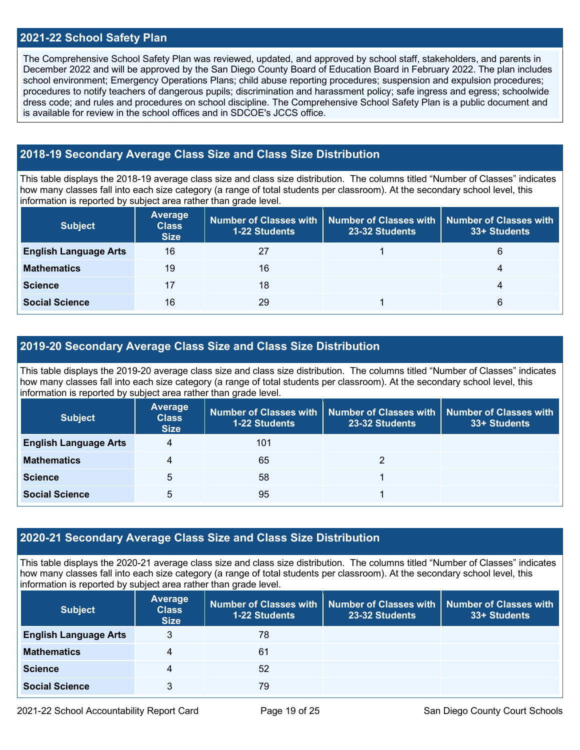## 2021-22 School Safety Plan

The Comprehensive School Safety Plan was reviewed, updated, and approved by school staff, stakeholders, and parents in December 2022 and will be approved by the San Diego County Board of Education Board in February 2022. The plan includes school environment; Emergency Operations Plans; child abuse reporting procedures; suspension and expulsion procedures; procedures to notify teachers of dangerous pupils; discrimination and harassment policy; safe ingress and egress; schoolwide dress code; and rules and procedures on school discipline. The Comprehensive School Safety Plan is a public document and is available for review in the school offices and in SDCOE's JCCS office.

## 2018-19 Secondary Average Class Size and Class Size Distribution

This table displays the 2018-19 average class size and class size distribution. The columns titled "Number of Classes" indicates how many classes fall into each size category (a range of total students per classroom). At the secondary school level, this information is reported by subject area rather than grade level.

| Subject | Average Class Size | Number of Classes with 1-22 Students | Number of Classes with 23-32 Students | Number of Classes with 33+ Students |
|---|---|---|---|---|
| English Language Arts | 16 | 27 | 1 | 6 |
| Mathematics | 19 | 16 | | 4 |
| Science | 17 | 18 | | 4 |
| Social Science | 16 | 29 | 1 | 6 |

## 2019-20 Secondary Average Class Size and Class Size Distribution

This table displays the 2019-20 average class size and class size distribution. The columns titled "Number of Classes" indicates how many classes fall into each size category (a range of total students per classroom). At the secondary school level, this information is reported by subject area rather than grade level.

| Subject | Average Class Size | Number of Classes with 1-22 Students | Number of Classes with 23-32 Students | Number of Classes with 33+ Students |
|---|---|---|---|---|
| English Language Arts | 4 | 101 | | |
| Mathematics | 4 | 65 | 2 | |
| Science | 5 | 58 | 1 | |
| Social Science | 5 | 95 | 1 | |

## 2020-21 Secondary Average Class Size and Class Size Distribution

This table displays the 2020-21 average class size and class size distribution. The columns titled "Number of Classes" indicates how many classes fall into each size category (a range of total students per classroom). At the secondary school level, this information is reported by subject area rather than grade level.

| Subject | Average Class Size | Number of Classes with 1-22 Students | Number of Classes with 23-32 Students | Number of Classes with 33+ Students |
|---|---|---|---|---|
| English Language Arts | 3 | 78 | | |
| Mathematics | 4 | 61 | | |
| Science | 4 | 52 | | |
| Social Science | 3 | 79 | | |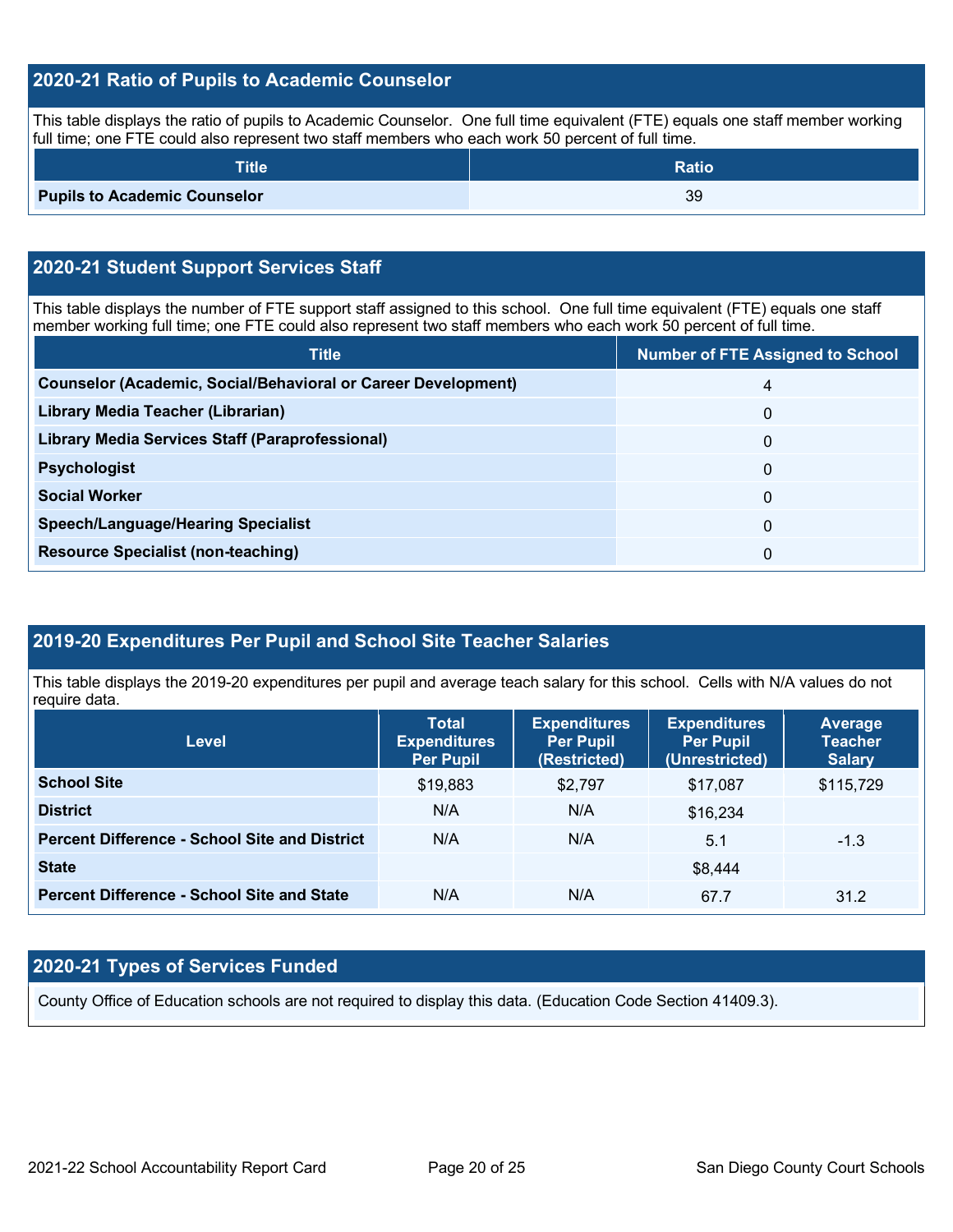## 2020-21 Ratio of Pupils to Academic Counselor

This table displays the ratio of pupils to Academic Counselor. One full time equivalent (FTE) equals one staff member working full time; one FTE could also represent two staff members who each work 50 percent of full time.

| Title | Ratio |
|---|---|
| **Pupils to Academic Counselor** | 39 |

## 2020-21 Student Support Services Staff

This table displays the number of FTE support staff assigned to this school. One full time equivalent (FTE) equals one staff member working full time; one FTE could also represent two staff members who each work 50 percent of full time.

| Title | Number of FTE Assigned to School |
|---|---|
| **Counselor (Academic, Social/Behavioral or Career Development)** | 4 |
| **Library Media Teacher (Librarian)** | 0 |
| **Library Media Services Staff (Paraprofessional)** | 0 |
| **Psychologist** | 0 |
| **Social Worker** | 0 |
| **Speech/Language/Hearing Specialist** | 0 |
| **Resource Specialist (non-teaching)** | 0 |

## 2019-20 Expenditures Per Pupil and School Site Teacher Salaries

This table displays the 2019-20 expenditures per pupil and average teach salary for this school. Cells with N/A values do not require data.

| Level | Total Expenditures Per Pupil | Expenditures Per Pupil (Restricted) | Expenditures Per Pupil (Unrestricted) | Average Teacher Salary |
|---|---|---|---|---|
| **School Site** | $19,883 | $2,797 | $17,087 | $115,729 |
| **District** | N/A | N/A | $16,234 | |
| **Percent Difference - School Site and District** | N/A | N/A | 5.1 | -1.3 |
| **State** | | | $8,444 | |
| **Percent Difference - School Site and State** | N/A | N/A | 67.7 | 31.2 |

## 2020-21 Types of Services Funded

County Office of Education schools are not required to display this data. (Education Code Section 41409.3).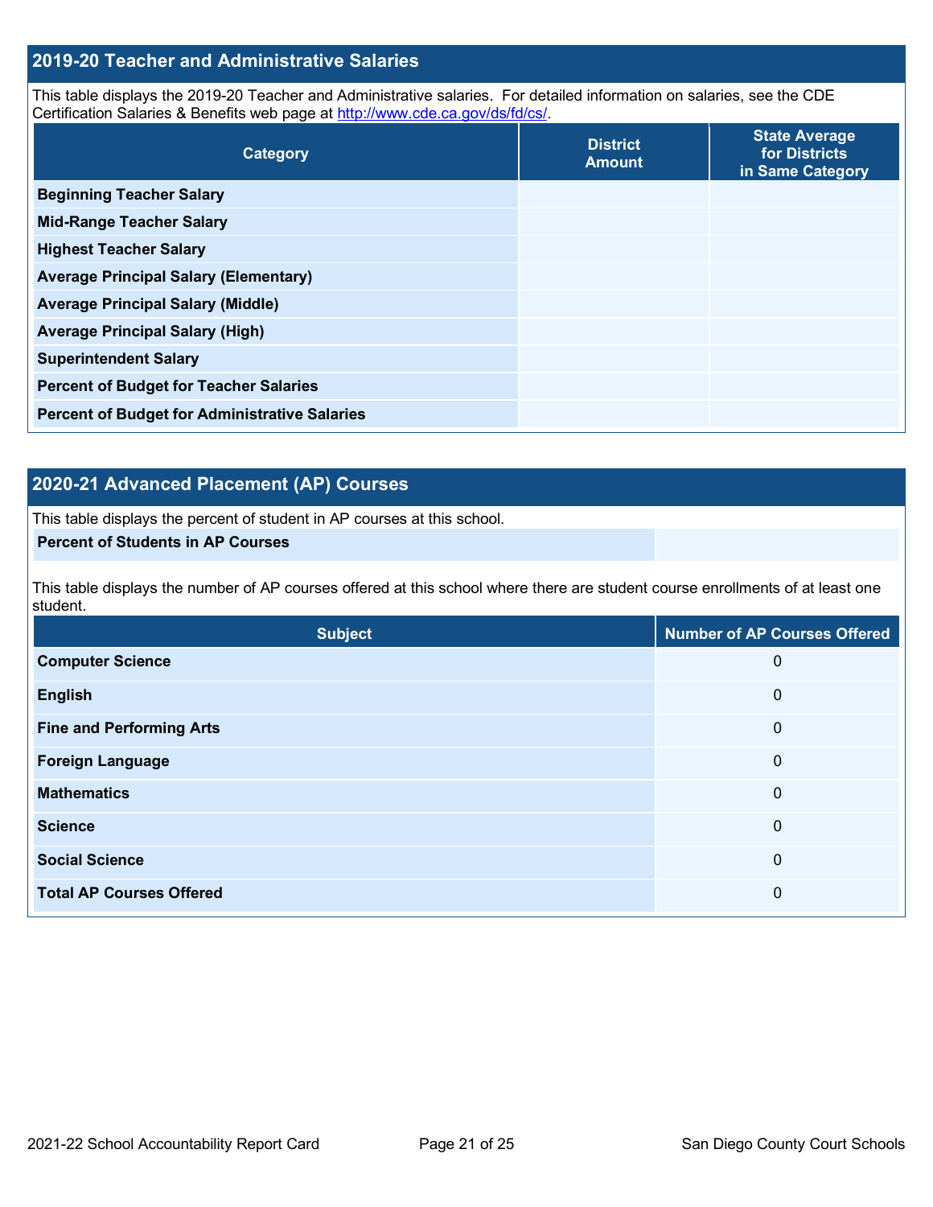## 2019-20 Teacher and Administrative Salaries

This table displays the 2019-20 Teacher and Administrative salaries. For detailed information on salaries, see the CDE Certification Salaries & Benefits web page at http://www.cde.ca.gov/ds/fd/cs/.

| Category | District Amount | State Average for Districts in Same Category |
|---|---|---|
| **Beginning Teacher Salary** | | |
| **Mid-Range Teacher Salary** | | |
| **Highest Teacher Salary** | | |
| **Average Principal Salary (Elementary)** | | |
| **Average Principal Salary (Middle)** | | |
| **Average Principal Salary (High)** | | |
| **Superintendent Salary** | | |
| **Percent of Budget for Teacher Salaries** | | |
| **Percent of Budget for Administrative Salaries** | | |

## 2020-21 Advanced Placement (AP) Courses

This table displays the percent of student in AP courses at this school.

| **Percent of Students in AP Courses** | |
|---|---|

This table displays the number of AP courses offered at this school where there are student course enrollments of at least one student.

| Subject | Number of AP Courses Offered |
|---|---|
| **Computer Science** | 0 |
| **English** | 0 |
| **Fine and Performing Arts** | 0 |
| **Foreign Language** | 0 |
| **Mathematics** | 0 |
| **Science** | 0 |
| **Social Science** | 0 |
| **Total AP Courses Offered** | 0 |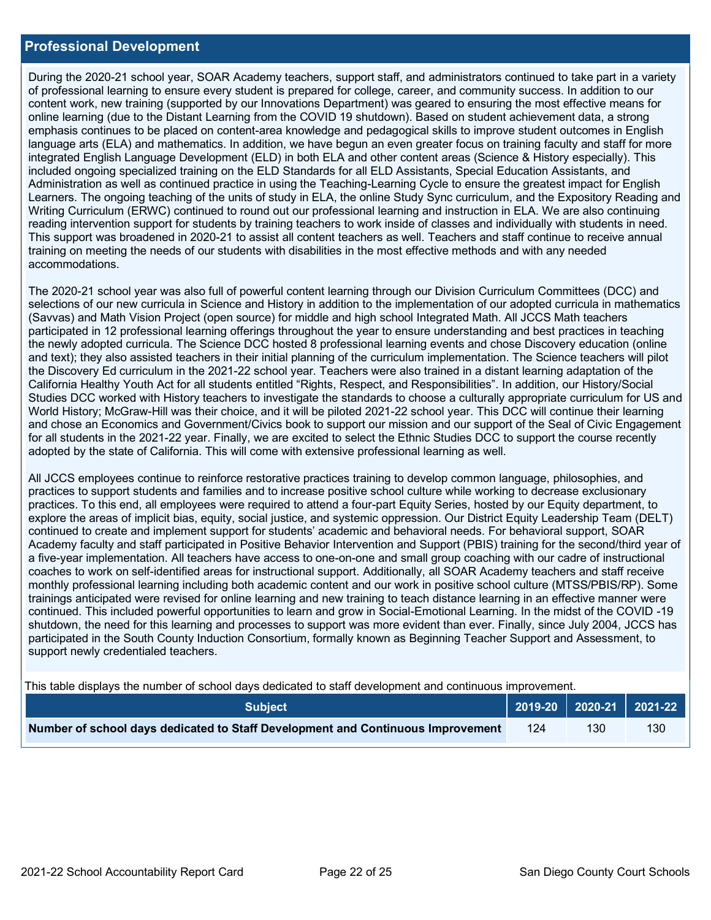## Professional Development

During the 2020-21 school year, SOAR Academy teachers, support staff, and administrators continued to take part in a variety of professional learning to ensure every student is prepared for college, career, and community success. In addition to our content work, new training (supported by our Innovations Department) was geared to ensuring the most effective means for online learning (due to the Distant Learning from the COVID 19 shutdown). Based on student achievement data, a strong emphasis continues to be placed on content-area knowledge and pedagogical skills to improve student outcomes in English language arts (ELA) and mathematics. In addition, we have begun an even greater focus on training faculty and staff for more integrated English Language Development (ELD) in both ELA and other content areas (Science & History especially). This included ongoing specialized training on the ELD Standards for all ELD Assistants, Special Education Assistants, and Administration as well as continued practice in using the Teaching-Learning Cycle to ensure the greatest impact for English Learners. The ongoing teaching of the units of study in ELA, the online Study Sync curriculum, and the Expository Reading and Writing Curriculum (ERWC) continued to round out our professional learning and instruction in ELA. We are also continuing reading intervention support for students by training teachers to work inside of classes and individually with students in need. This support was broadened in 2020-21 to assist all content teachers as well. Teachers and staff continue to receive annual training on meeting the needs of our students with disabilities in the most effective methods and with any needed accommodations.

The 2020-21 school year was also full of powerful content learning through our Division Curriculum Committees (DCC) and selections of our new curricula in Science and History in addition to the implementation of our adopted curricula in mathematics (Savvas) and Math Vision Project (open source) for middle and high school Integrated Math. All JCCS Math teachers participated in 12 professional learning offerings throughout the year to ensure understanding and best practices in teaching the newly adopted curricula. The Science DCC hosted 8 professional learning events and chose Discovery education (online and text); they also assisted teachers in their initial planning of the curriculum implementation. The Science teachers will pilot the Discovery Ed curriculum in the 2021-22 school year. Teachers were also trained in a distant learning adaptation of the California Healthy Youth Act for all students entitled “Rights, Respect, and Responsibilities”. In addition, our History/Social Studies DCC worked with History teachers to investigate the standards to choose a culturally appropriate curriculum for US and World History; McGraw-Hill was their choice, and it will be piloted 2021-22 school year. This DCC will continue their learning and chose an Economics and Government/Civics book to support our mission and our support of the Seal of Civic Engagement for all students in the 2021-22 year. Finally, we are excited to select the Ethnic Studies DCC to support the course recently adopted by the state of California. This will come with extensive professional learning as well.

All JCCS employees continue to reinforce restorative practices training to develop common language, philosophies, and practices to support students and families and to increase positive school culture while working to decrease exclusionary practices. To this end, all employees were required to attend a four-part Equity Series, hosted by our Equity department, to explore the areas of implicit bias, equity, social justice, and systemic oppression. Our District Equity Leadership Team (DELT) continued to create and implement support for students’ academic and behavioral needs. For behavioral support, SOAR Academy faculty and staff participated in Positive Behavior Intervention and Support (PBIS) training for the second/third year of a five-year implementation. All teachers have access to one-on-one and small group coaching with our cadre of instructional coaches to work on self-identified areas for instructional support. Additionally, all SOAR Academy teachers and staff receive monthly professional learning including both academic content and our work in positive school culture (MTSS/PBIS/RP). Some trainings anticipated were revised for online learning and new training to teach distance learning in an effective manner were continued. This included powerful opportunities to learn and grow in Social-Emotional Learning. In the midst of the COVID -19 shutdown, the need for this learning and processes to support was more evident than ever. Finally, since July 2004, JCCS has participated in the South County Induction Consortium, formally known as Beginning Teacher Support and Assessment, to support newly credentialed teachers.

This table displays the number of school days dedicated to staff development and continuous improvement.

| Subject | 2019-20 | 2020-21 | 2021-22 |
|---|---|---|---|
| **Number of school days dedicated to Staff Development and Continuous Improvement** | 124 | 130 | 130 |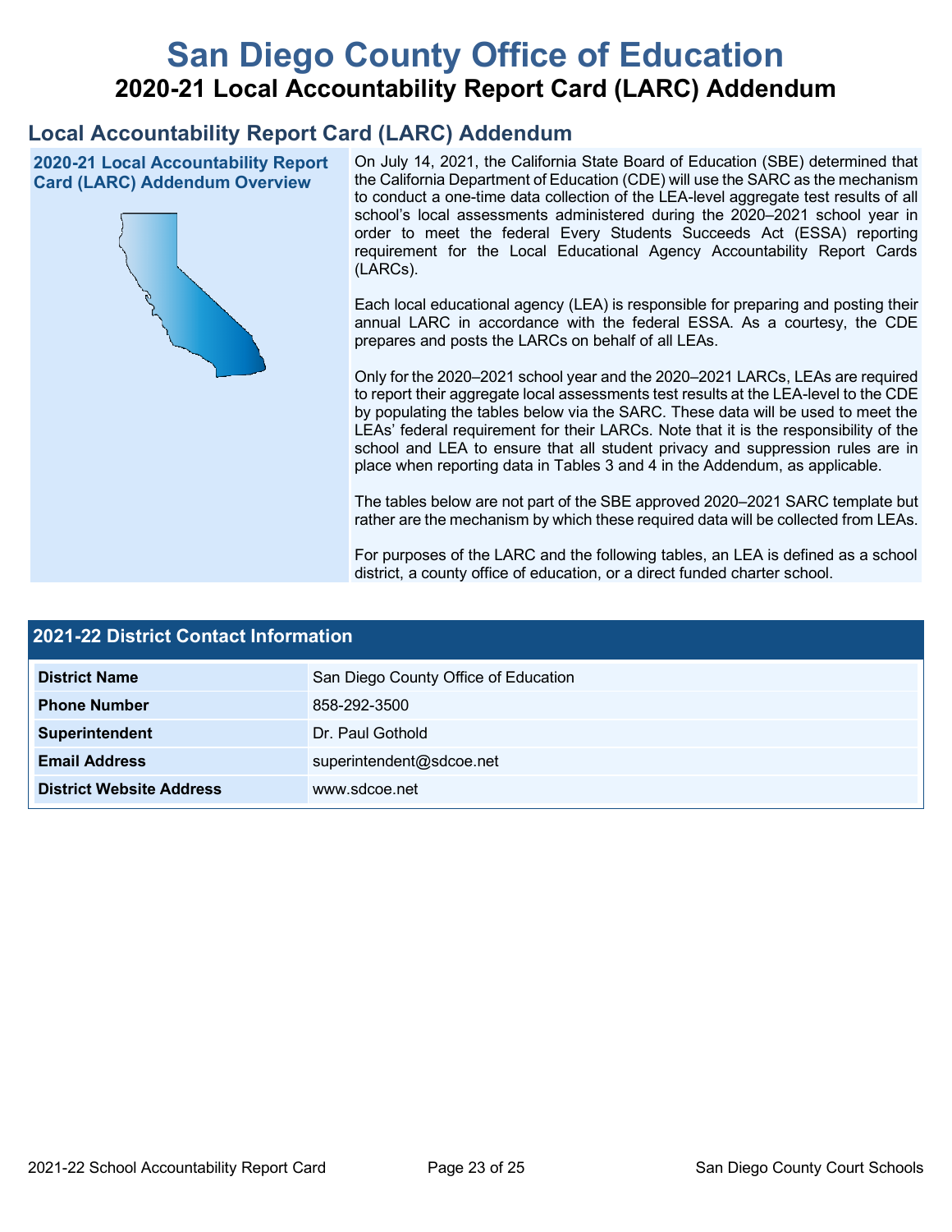# San Diego County Office of Education

## 2020-21 Local Accountability Report Card (LARC) Addendum

## Local Accountability Report Card (LARC) Addendum

### 2020-21 Local Accountability Report Card (LARC) Addendum Overview

On July 14, 2021, the California State Board of Education (SBE) determined that the California Department of Education (CDE) will use the SARC as the mechanism to conduct a one-time data collection of the LEA-level aggregate test results of all school's local assessments administered during the 2020–2021 school year in order to meet the federal Every Students Succeeds Act (ESSA) reporting requirement for the Local Educational Agency Accountability Report Cards (LARCs).

Each local educational agency (LEA) is responsible for preparing and posting their annual LARC in accordance with the federal ESSA. As a courtesy, the CDE prepares and posts the LARCs on behalf of all LEAs.

Only for the 2020–2021 school year and the 2020–2021 LARCs, LEAs are required to report their aggregate local assessments test results at the LEA-level to the CDE by populating the tables below via the SARC. These data will be used to meet the LEAs' federal requirement for their LARCs. Note that it is the responsibility of the school and LEA to ensure that all student privacy and suppression rules are in place when reporting data in Tables 3 and 4 in the Addendum, as applicable.

The tables below are not part of the SBE approved 2020–2021 SARC template but rather are the mechanism by which these required data will be collected from LEAs.

For purposes of the LARC and the following tables, an LEA is defined as a school district, a county office of education, or a direct funded charter school.

| 2021-22 District Contact Information | |
|---|---|
| **District Name** | San Diego County Office of Education |
| **Phone Number** | 858-292-3500 |
| **Superintendent** | Dr. Paul Gothold |
| **Email Address** | superintendent@sdcoe.net |
| **District Website Address** | www.sdcoe.net |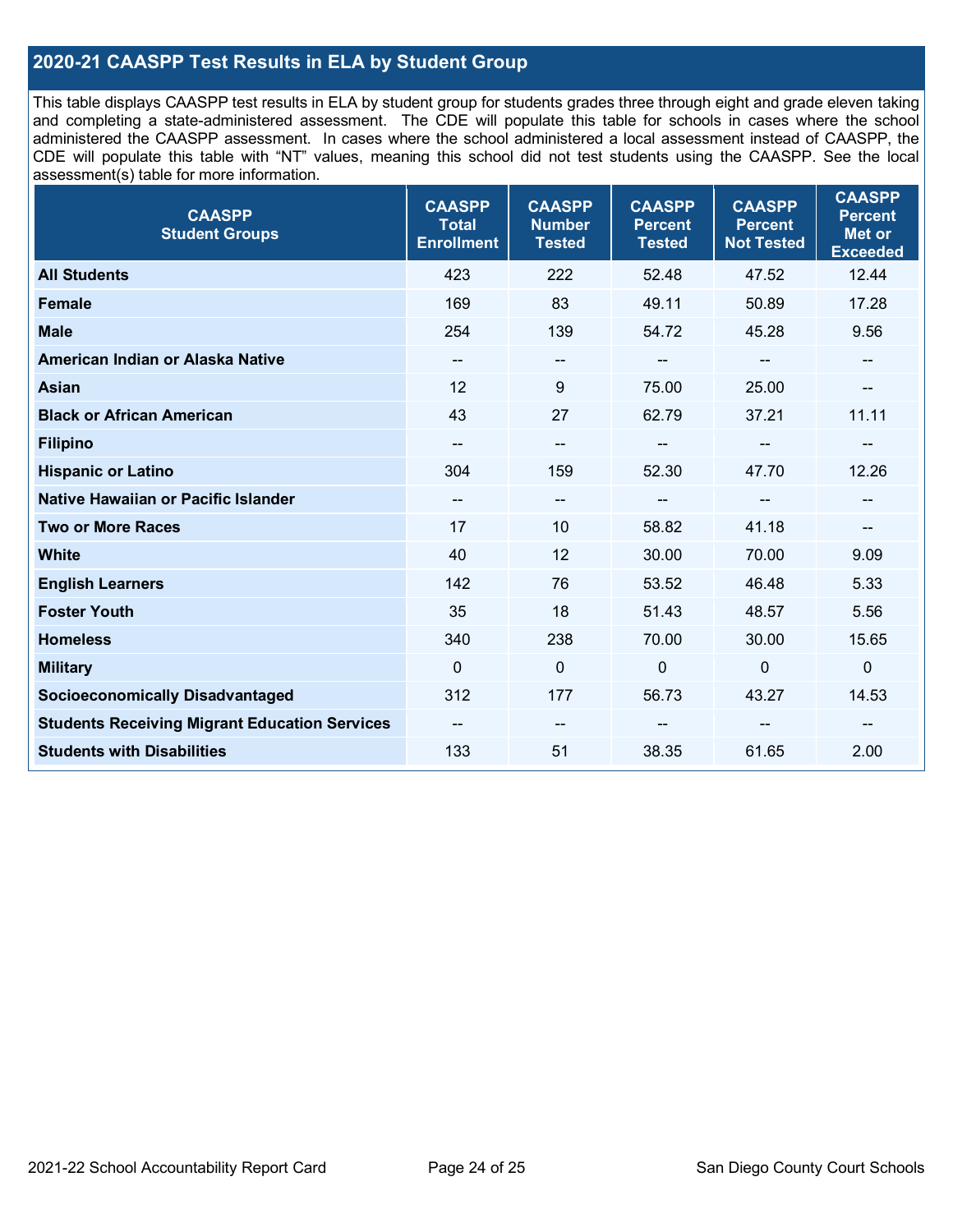## 2020-21 CAASPP Test Results in ELA by Student Group

This table displays CAASPP test results in ELA by student group for students grades three through eight and grade eleven taking and completing a state-administered assessment. The CDE will populate this table for schools in cases where the school administered the CAASPP assessment. In cases where the school administered a local assessment instead of CAASPP, the CDE will populate this table with "NT" values, meaning this school did not test students using the CAASPP. See the local assessment(s) table for more information.

| CAASPP Student Groups | CAASPP Total Enrollment | CAASPP Number Tested | CAASPP Percent Tested | CAASPP Percent Not Tested | CAASPP Percent Met or Exceeded |
|---|---|---|---|---|---|
| **All Students** | 423 | 222 | 52.48 | 47.52 | 12.44 |
| **Female** | 169 | 83 | 49.11 | 50.89 | 17.28 |
| **Male** | 254 | 139 | 54.72 | 45.28 | 9.56 |
| **American Indian or Alaska Native** | -- | -- | -- | -- | -- |
| **Asian** | 12 | 9 | 75.00 | 25.00 | -- |
| **Black or African American** | 43 | 27 | 62.79 | 37.21 | 11.11 |
| **Filipino** | -- | -- | -- | -- | -- |
| **Hispanic or Latino** | 304 | 159 | 52.30 | 47.70 | 12.26 |
| **Native Hawaiian or Pacific Islander** | -- | -- | -- | -- | -- |
| **Two or More Races** | 17 | 10 | 58.82 | 41.18 | -- |
| **White** | 40 | 12 | 30.00 | 70.00 | 9.09 |
| **English Learners** | 142 | 76 | 53.52 | 46.48 | 5.33 |
| **Foster Youth** | 35 | 18 | 51.43 | 48.57 | 5.56 |
| **Homeless** | 340 | 238 | 70.00 | 30.00 | 15.65 |
| **Military** | 0 | 0 | 0 | 0 | 0 |
| **Socioeconomically Disadvantaged** | 312 | 177 | 56.73 | 43.27 | 14.53 |
| **Students Receiving Migrant Education Services** | -- | -- | -- | -- | -- |
| **Students with Disabilities** | 133 | 51 | 38.35 | 61.65 | 2.00 |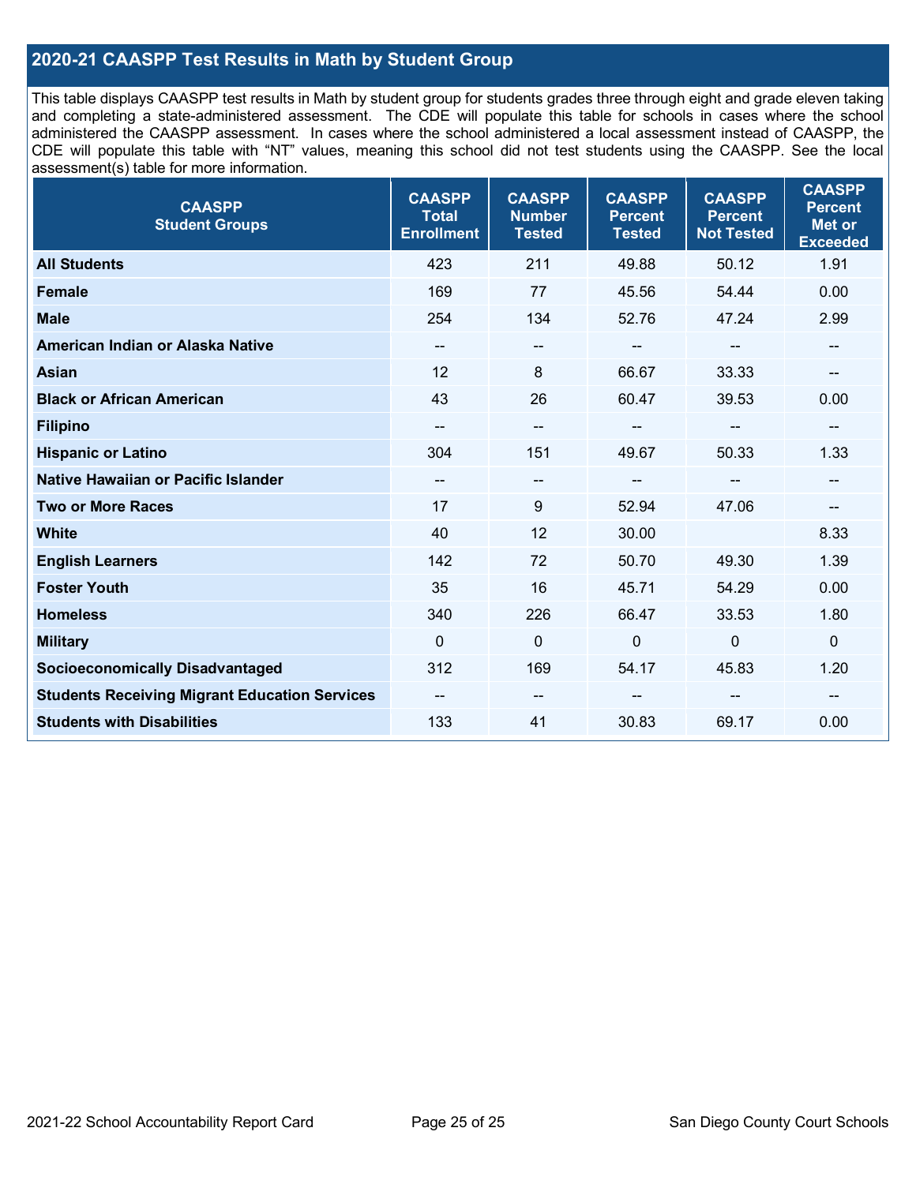## 2020-21 CAASPP Test Results in Math by Student Group

This table displays CAASPP test results in Math by student group for students grades three through eight and grade eleven taking and completing a state-administered assessment. The CDE will populate this table for schools in cases where the school administered the CAASPP assessment. In cases where the school administered a local assessment instead of CAASPP, the CDE will populate this table with “NT” values, meaning this school did not test students using the CAASPP. See the local assessment(s) table for more information.

| CAASPP Student Groups | CAASPP Total Enrollment | CAASPP Number Tested | CAASPP Percent Tested | CAASPP Percent Not Tested | CAASPP Percent Met or Exceeded |
|---|---|---|---|---|---|
| **All Students** | 423 | 211 | 49.88 | 50.12 | 1.91 |
| **Female** | 169 | 77 | 45.56 | 54.44 | 0.00 |
| **Male** | 254 | 134 | 52.76 | 47.24 | 2.99 |
| **American Indian or Alaska Native** | -- | -- | -- | -- | -- |
| **Asian** | 12 | 8 | 66.67 | 33.33 | -- |
| **Black or African American** | 43 | 26 | 60.47 | 39.53 | 0.00 |
| **Filipino** | -- | -- | -- | -- | -- |
| **Hispanic or Latino** | 304 | 151 | 49.67 | 50.33 | 1.33 |
| **Native Hawaiian or Pacific Islander** | -- | -- | -- | -- | -- |
| **Two or More Races** | 17 | 9 | 52.94 | 47.06 | -- |
| **White** | 40 | 12 | 30.00 | | 8.33 |
| **English Learners** | 142 | 72 | 50.70 | 49.30 | 1.39 |
| **Foster Youth** | 35 | 16 | 45.71 | 54.29 | 0.00 |
| **Homeless** | 340 | 226 | 66.47 | 33.53 | 1.80 |
| **Military** | 0 | 0 | 0 | 0 | 0 |
| **Socioeconomically Disadvantaged** | 312 | 169 | 54.17 | 45.83 | 1.20 |
| **Students Receiving Migrant Education Services** | -- | -- | -- | -- | -- |
| **Students with Disabilities** | 133 | 41 | 30.83 | 69.17 | 0.00 |